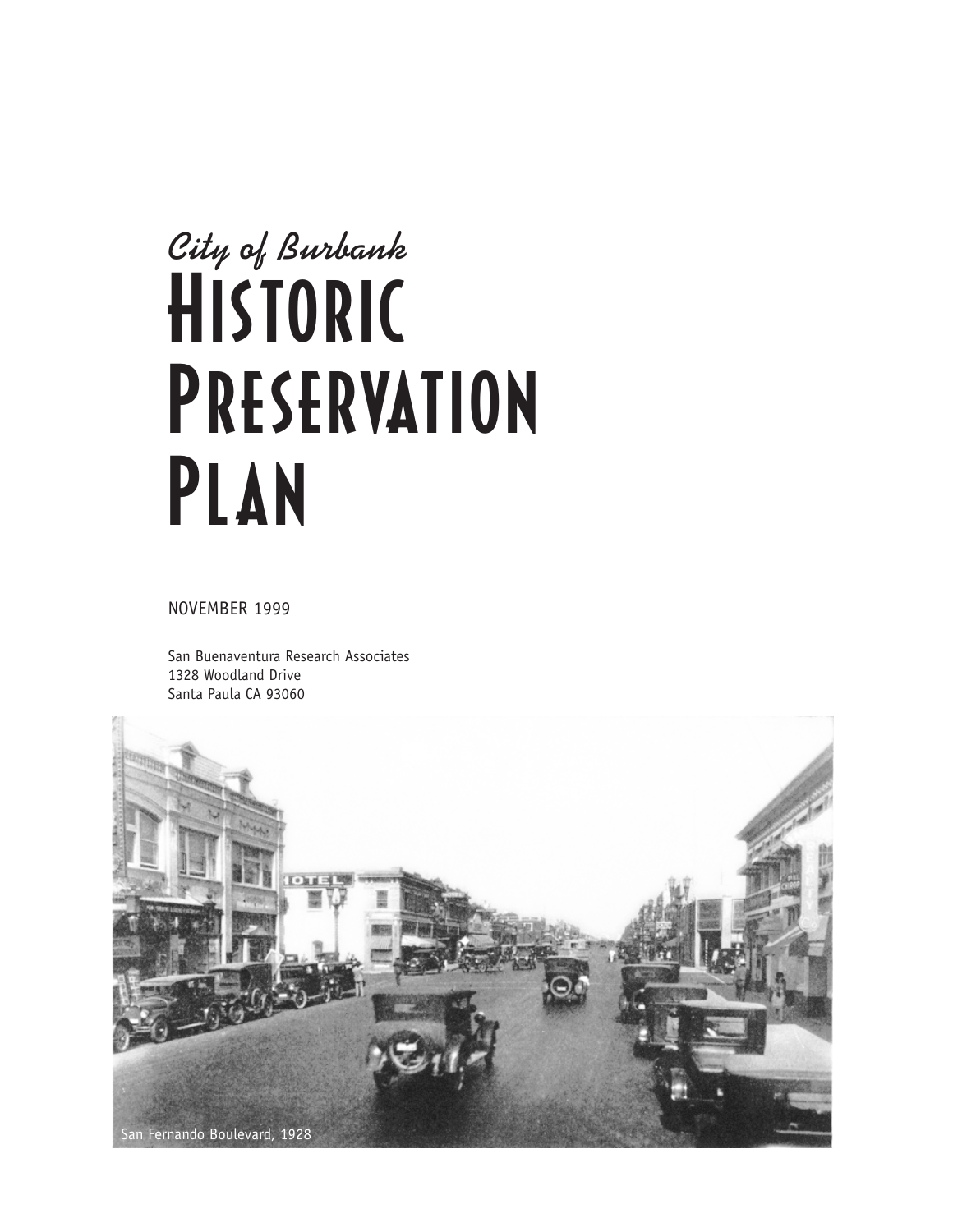*City of Burbank*

# HISTORIC PRESERVATION PLAN

NOVEMBER 1999

San Buenaventura Research Associates
1328 Woodland Drive
Santa Paula CA 93060

San Fernando Boulevard, 1928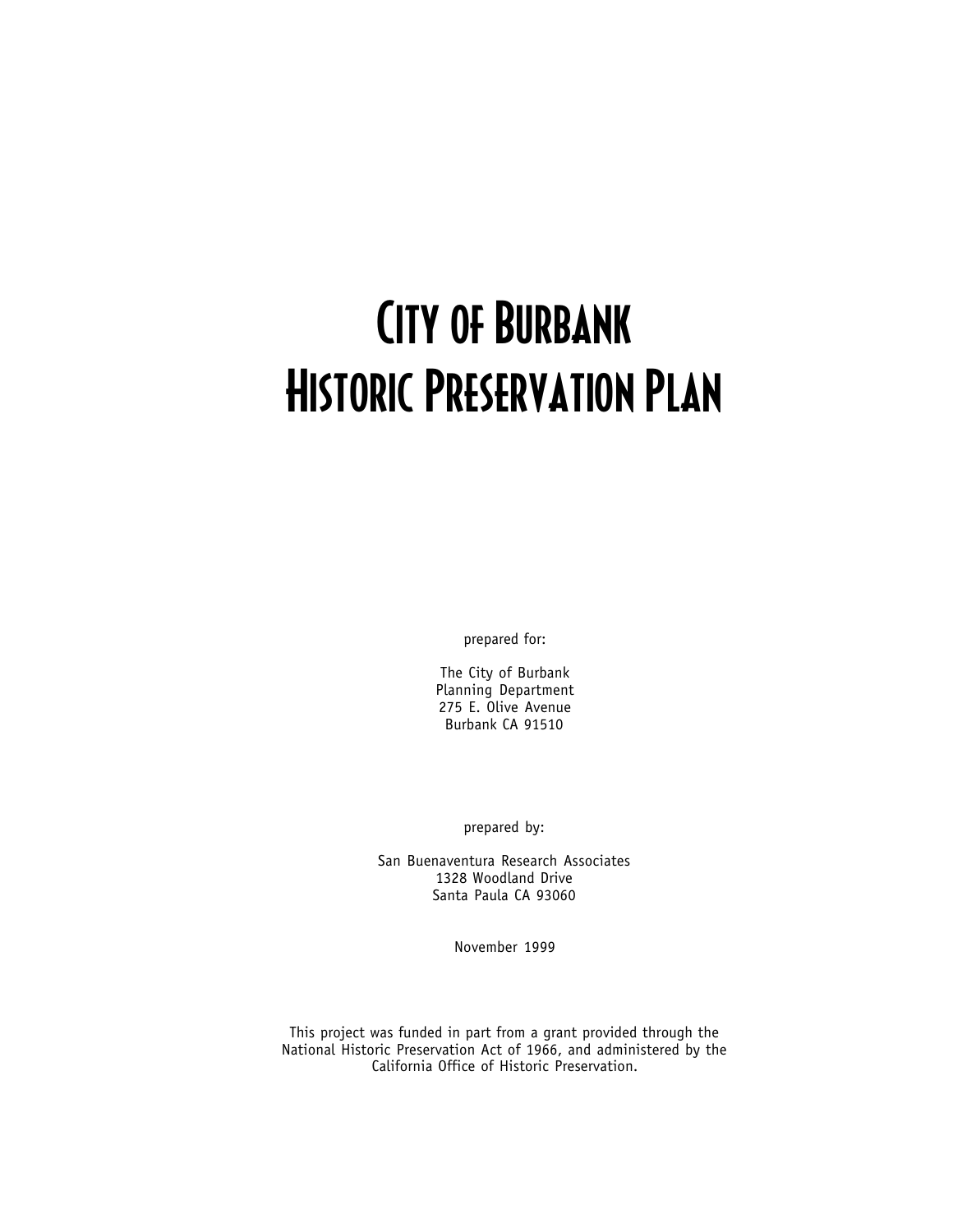# City of Burbank
# Historic Preservation Plan

prepared for:

The City of Burbank
Planning Department
275 E. Olive Avenue
Burbank CA 91510

prepared by:

San Buenaventura Research Associates
1328 Woodland Drive
Santa Paula CA 93060

November 1999

This project was funded in part from a grant provided through the National Historic Preservation Act of 1966, and administered by the California Office of Historic Preservation.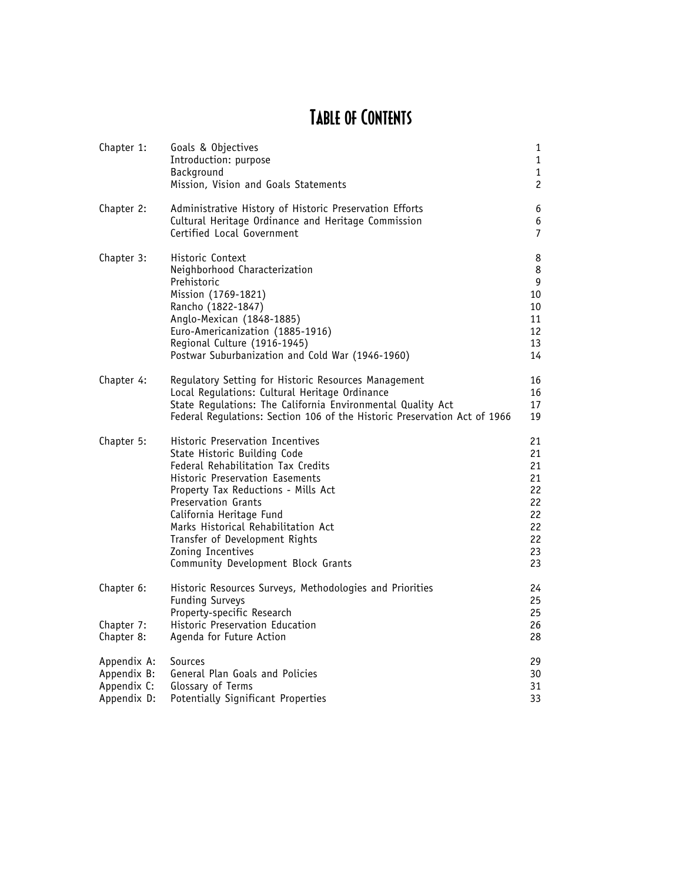# Table of Contents

| | | |
|---|---|---|
| Chapter 1: | Goals & Objectives | 1 |
| | Introduction: purpose | 1 |
| | Background | 1 |
| | Mission, Vision and Goals Statements | 2 |
| Chapter 2: | Administrative History of Historic Preservation Efforts | 6 |
| | Cultural Heritage Ordinance and Heritage Commission | 6 |
| | Certified Local Government | 7 |
| Chapter 3: | Historic Context | 8 |
| | Neighborhood Characterization | 8 |
| | Prehistoric | 9 |
| | Mission (1769-1821) | 10 |
| | Rancho (1822-1847) | 10 |
| | Anglo-Mexican (1848-1885) | 11 |
| | Euro-Americanization (1885-1916) | 12 |
| | Regional Culture (1916-1945) | 13 |
| | Postwar Suburbanization and Cold War (1946-1960) | 14 |
| Chapter 4: | Regulatory Setting for Historic Resources Management | 16 |
| | Local Regulations: Cultural Heritage Ordinance | 16 |
| | State Regulations: The California Environmental Quality Act | 17 |
| | Federal Regulations: Section 106 of the Historic Preservation Act of 1966 | 19 |
| Chapter 5: | Historic Preservation Incentives | 21 |
| | State Historic Building Code | 21 |
| | Federal Rehabilitation Tax Credits | 21 |
| | Historic Preservation Easements | 21 |
| | Property Tax Reductions - Mills Act | 22 |
| | Preservation Grants | 22 |
| | California Heritage Fund | 22 |
| | Marks Historical Rehabilitation Act | 22 |
| | Transfer of Development Rights | 22 |
| | Zoning Incentives | 23 |
| | Community Development Block Grants | 23 |
| Chapter 6: | Historic Resources Surveys, Methodologies and Priorities | 24 |
| | Funding Surveys | 25 |
| | Property-specific Research | 25 |
| Chapter 7: | Historic Preservation Education | 26 |
| Chapter 8: | Agenda for Future Action | 28 |
| Appendix A: | Sources | 29 |
| Appendix B: | General Plan Goals and Policies | 30 |
| Appendix C: | Glossary of Terms | 31 |
| Appendix D: | Potentially Significant Properties | 33 |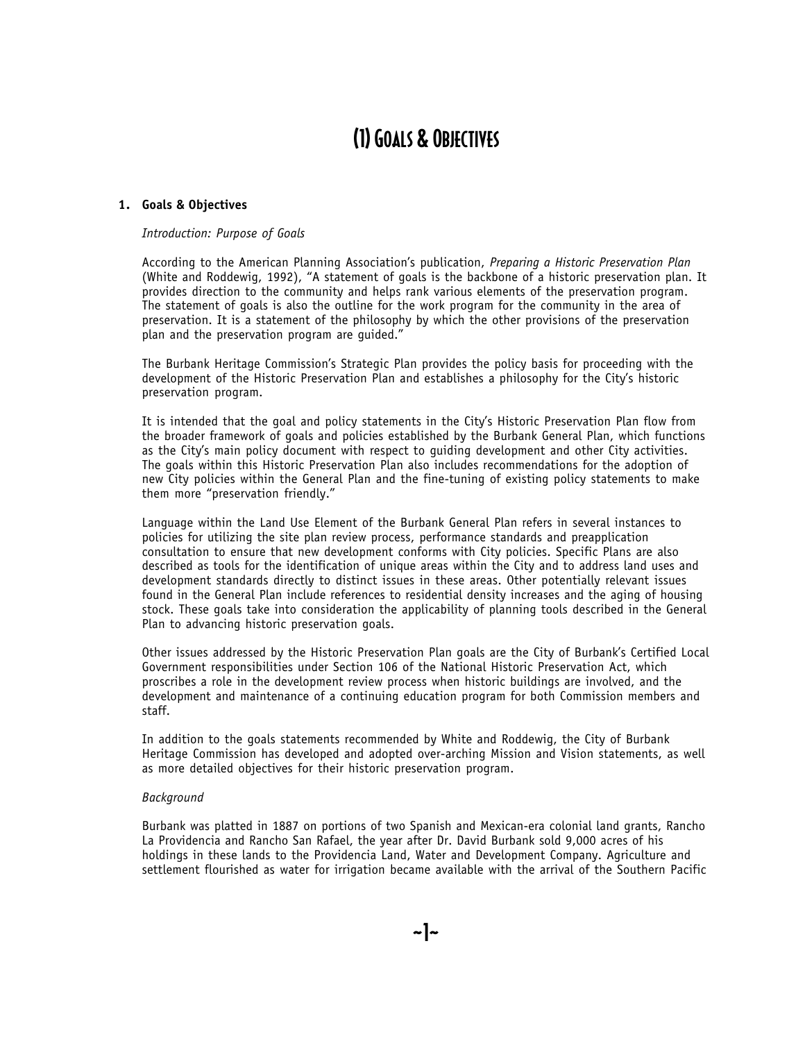# (1) Goals & Objectives

## 1. Goals & Objectives

*Introduction: Purpose of Goals*

According to the American Planning Association's publication, *Preparing a Historic Preservation Plan* (White and Roddewig, 1992), "A statement of goals is the backbone of a historic preservation plan. It provides direction to the community and helps rank various elements of the preservation program. The statement of goals is also the outline for the work program for the community in the area of preservation. It is a statement of the philosophy by which the other provisions of the preservation plan and the preservation program are guided."

The Burbank Heritage Commission's Strategic Plan provides the policy basis for proceeding with the development of the Historic Preservation Plan and establishes a philosophy for the City's historic preservation program.

It is intended that the goal and policy statements in the City's Historic Preservation Plan flow from the broader framework of goals and policies established by the Burbank General Plan, which functions as the City's main policy document with respect to guiding development and other City activities. The goals within this Historic Preservation Plan also includes recommendations for the adoption of new City policies within the General Plan and the fine-tuning of existing policy statements to make them more "preservation friendly."

Language within the Land Use Element of the Burbank General Plan refers in several instances to policies for utilizing the site plan review process, performance standards and preapplication consultation to ensure that new development conforms with City policies. Specific Plans are also described as tools for the identification of unique areas within the City and to address land uses and development standards directly to distinct issues in these areas. Other potentially relevant issues found in the General Plan include references to residential density increases and the aging of housing stock. These goals take into consideration the applicability of planning tools described in the General Plan to advancing historic preservation goals.

Other issues addressed by the Historic Preservation Plan goals are the City of Burbank's Certified Local Government responsibilities under Section 106 of the National Historic Preservation Act, which proscribes a role in the development review process when historic buildings are involved, and the development and maintenance of a continuing education program for both Commission members and staff.

In addition to the goals statements recommended by White and Roddewig, the City of Burbank Heritage Commission has developed and adopted over-arching Mission and Vision statements, as well as more detailed objectives for their historic preservation program.

*Background*

Burbank was platted in 1887 on portions of two Spanish and Mexican-era colonial land grants, Rancho La Providencia and Rancho San Rafael, the year after Dr. David Burbank sold 9,000 acres of his holdings in these lands to the Providencia Land, Water and Development Company. Agriculture and settlement flourished as water for irrigation became available with the arrival of the Southern Pacific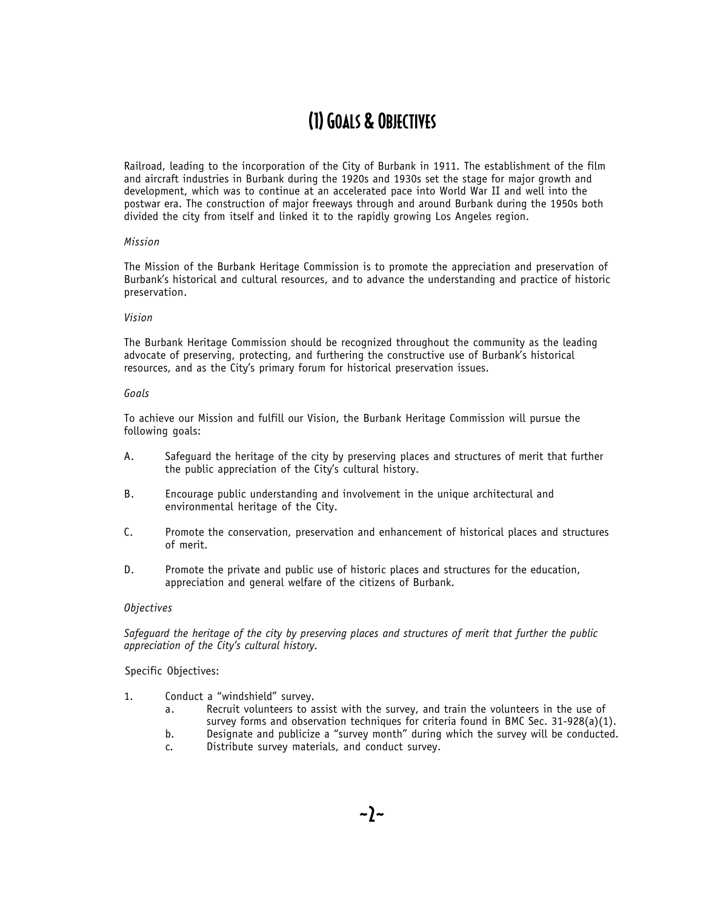# (1) Goals & Objectives

Railroad, leading to the incorporation of the City of Burbank in 1911. The establishment of the film and aircraft industries in Burbank during the 1920s and 1930s set the stage for major growth and development, which was to continue at an accelerated pace into World War II and well into the postwar era. The construction of major freeways through and around Burbank during the 1950s both divided the city from itself and linked it to the rapidly growing Los Angeles region.

*Mission*

The Mission of the Burbank Heritage Commission is to promote the appreciation and preservation of Burbank's historical and cultural resources, and to advance the understanding and practice of historic preservation.

*Vision*

The Burbank Heritage Commission should be recognized throughout the community as the leading advocate of preserving, protecting, and furthering the constructive use of Burbank's historical resources, and as the City's primary forum for historical preservation issues.

*Goals*

To achieve our Mission and fulfill our Vision, the Burbank Heritage Commission will pursue the following goals:

A. Safeguard the heritage of the city by preserving places and structures of merit that further the public appreciation of the City's cultural history.

B. Encourage public understanding and involvement in the unique architectural and environmental heritage of the City.

C. Promote the conservation, preservation and enhancement of historical places and structures of merit.

D. Promote the private and public use of historic places and structures for the education, appreciation and general welfare of the citizens of Burbank.

*Objectives*

*Safeguard the heritage of the city by preserving places and structures of merit that further the public appreciation of the City's cultural history.*

Specific Objectives:

1. Conduct a "windshield" survey.
   a. Recruit volunteers to assist with the survey, and train the volunteers in the use of survey forms and observation techniques for criteria found in BMC Sec. 31-928(a)(1).
   b. Designate and publicize a "survey month" during which the survey will be conducted.
   c. Distribute survey materials, and conduct survey.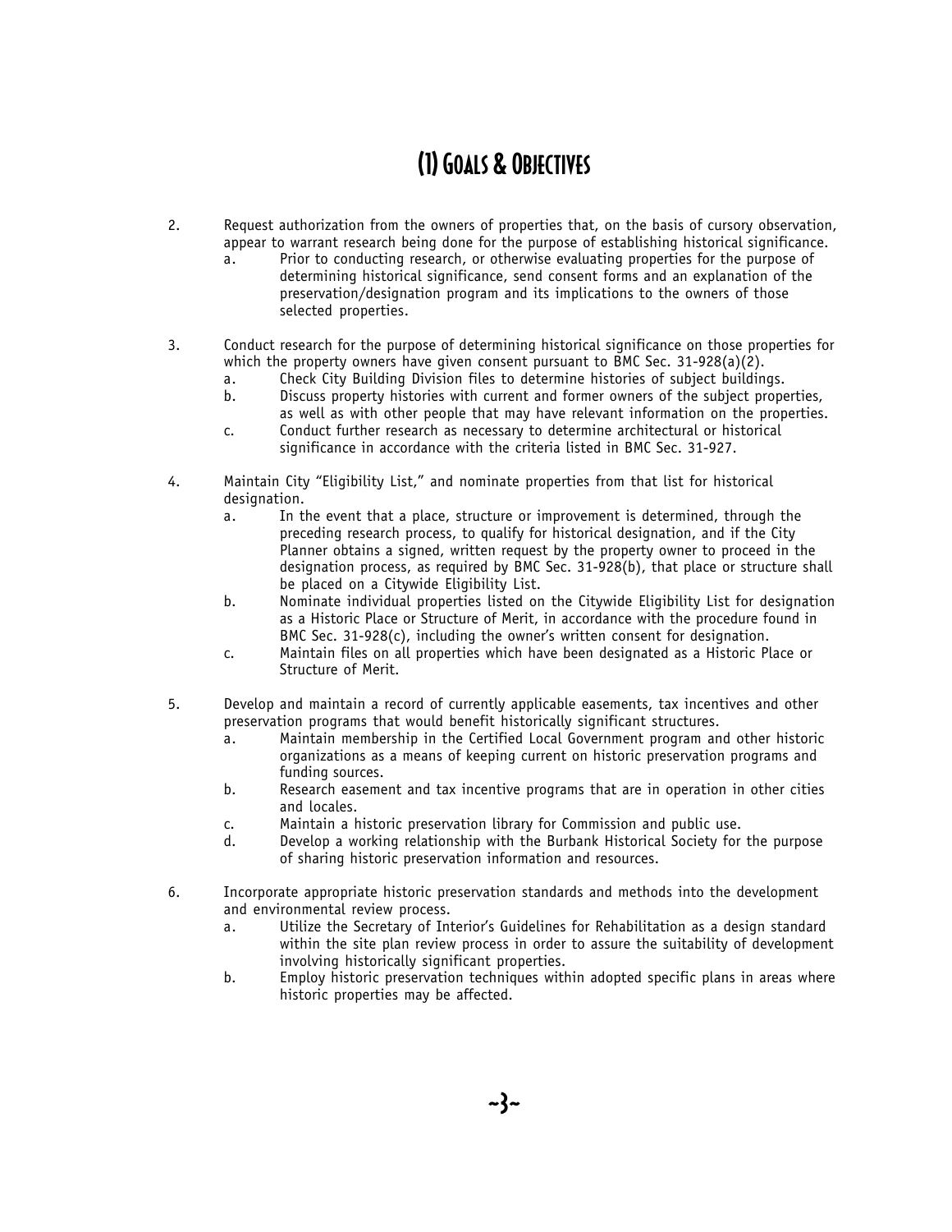# (1) Goals & Objectives

2. Request authorization from the owners of properties that, on the basis of cursory observation, appear to warrant research being done for the purpose of establishing historical significance.
   a. Prior to conducting research, or otherwise evaluating properties for the purpose of determining historical significance, send consent forms and an explanation of the preservation/designation program and its implications to the owners of those selected properties.

3. Conduct research for the purpose of determining historical significance on those properties for which the property owners have given consent pursuant to BMC Sec. 31-928(a)(2).
   a. Check City Building Division files to determine histories of subject buildings.
   b. Discuss property histories with current and former owners of the subject properties, as well as with other people that may have relevant information on the properties.
   c. Conduct further research as necessary to determine architectural or historical significance in accordance with the criteria listed in BMC Sec. 31-927.

4. Maintain City "Eligibility List," and nominate properties from that list for historical designation.
   a. In the event that a place, structure or improvement is determined, through the preceding research process, to qualify for historical designation, and if the City Planner obtains a signed, written request by the property owner to proceed in the designation process, as required by BMC Sec. 31-928(b), that place or structure shall be placed on a Citywide Eligibility List.
   b. Nominate individual properties listed on the Citywide Eligibility List for designation as a Historic Place or Structure of Merit, in accordance with the procedure found in BMC Sec. 31-928(c), including the owner's written consent for designation.
   c. Maintain files on all properties which have been designated as a Historic Place or Structure of Merit.

5. Develop and maintain a record of currently applicable easements, tax incentives and other preservation programs that would benefit historically significant structures.
   a. Maintain membership in the Certified Local Government program and other historic organizations as a means of keeping current on historic preservation programs and funding sources.
   b. Research easement and tax incentive programs that are in operation in other cities and locales.
   c. Maintain a historic preservation library for Commission and public use.
   d. Develop a working relationship with the Burbank Historical Society for the purpose of sharing historic preservation information and resources.

6. Incorporate appropriate historic preservation standards and methods into the development and environmental review process.
   a. Utilize the Secretary of Interior's Guidelines for Rehabilitation as a design standard within the site plan review process in order to assure the suitability of development involving historically significant properties.
   b. Employ historic preservation techniques within adopted specific plans in areas where historic properties may be affected.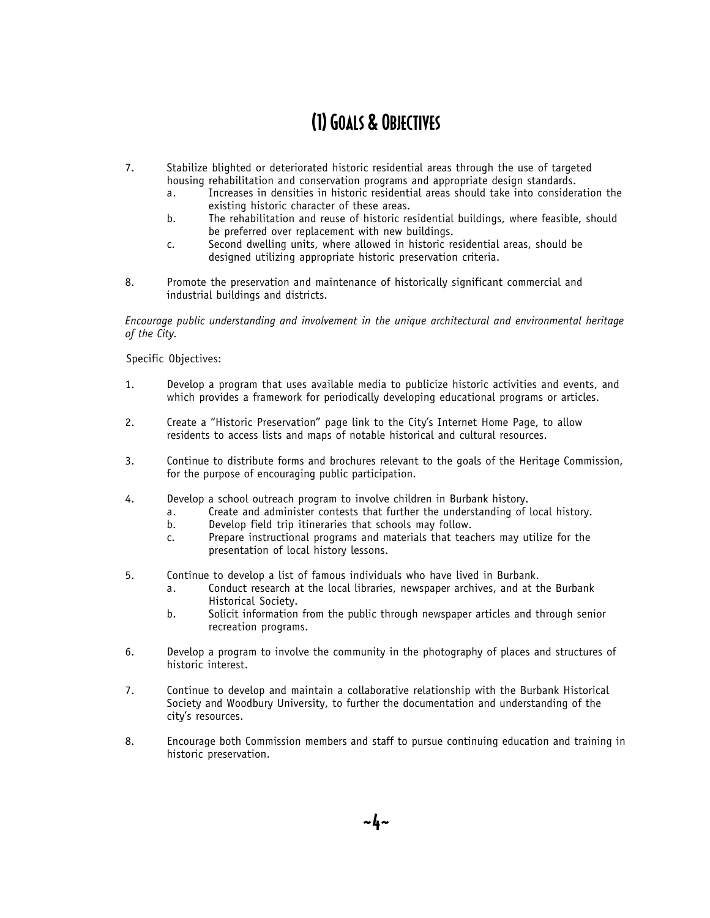# (1) Goals & Objectives

7. Stabilize blighted or deteriorated historic residential areas through the use of targeted housing rehabilitation and conservation programs and appropriate design standards.
   a. Increases in densities in historic residential areas should take into consideration the existing historic character of these areas.
   b. The rehabilitation and reuse of historic residential buildings, where feasible, should be preferred over replacement with new buildings.
   c. Second dwelling units, where allowed in historic residential areas, should be designed utilizing appropriate historic preservation criteria.

8. Promote the preservation and maintenance of historically significant commercial and industrial buildings and districts.

*Encourage public understanding and involvement in the unique architectural and environmental heritage of the City.*

Specific Objectives:

1. Develop a program that uses available media to publicize historic activities and events, and which provides a framework for periodically developing educational programs or articles.

2. Create a "Historic Preservation" page link to the City's Internet Home Page, to allow residents to access lists and maps of notable historical and cultural resources.

3. Continue to distribute forms and brochures relevant to the goals of the Heritage Commission, for the purpose of encouraging public participation.

4. Develop a school outreach program to involve children in Burbank history.
   a. Create and administer contests that further the understanding of local history.
   b. Develop field trip itineraries that schools may follow.
   c. Prepare instructional programs and materials that teachers may utilize for the presentation of local history lessons.

5. Continue to develop a list of famous individuals who have lived in Burbank.
   a. Conduct research at the local libraries, newspaper archives, and at the Burbank Historical Society.
   b. Solicit information from the public through newspaper articles and through senior recreation programs.

6. Develop a program to involve the community in the photography of places and structures of historic interest.

7. Continue to develop and maintain a collaborative relationship with the Burbank Historical Society and Woodbury University, to further the documentation and understanding of the city's resources.

8. Encourage both Commission members and staff to pursue continuing education and training in historic preservation.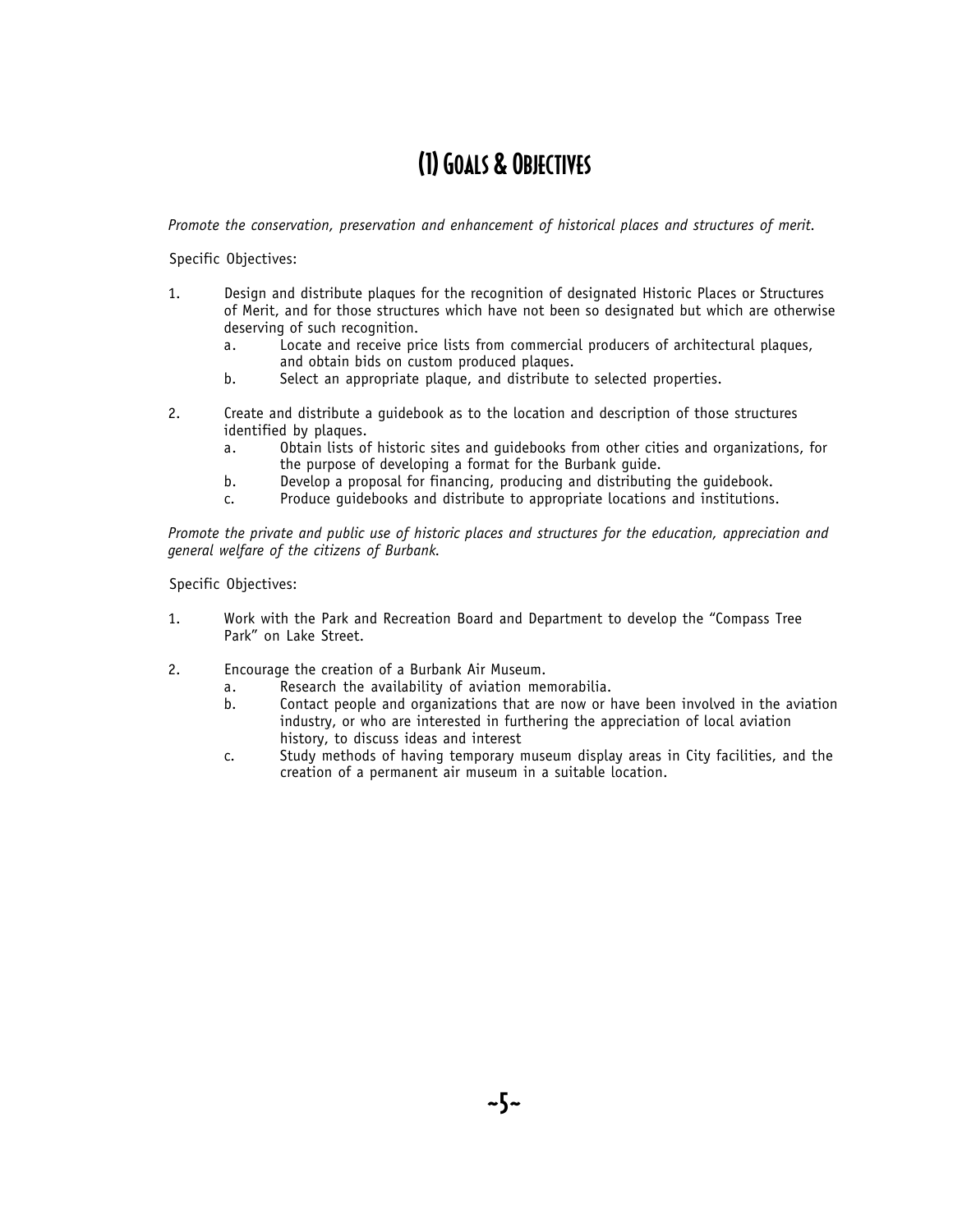# (1) Goals & Objectives

*Promote the conservation, preservation and enhancement of historical places and structures of merit.*

Specific Objectives:

1. Design and distribute plaques for the recognition of designated Historic Places or Structures of Merit, and for those structures which have not been so designated but which are otherwise deserving of such recognition.
   a. Locate and receive price lists from commercial producers of architectural plaques, and obtain bids on custom produced plaques.
   b. Select an appropriate plaque, and distribute to selected properties.

2. Create and distribute a guidebook as to the location and description of those structures identified by plaques.
   a. Obtain lists of historic sites and guidebooks from other cities and organizations, for the purpose of developing a format for the Burbank guide.
   b. Develop a proposal for financing, producing and distributing the guidebook.
   c. Produce guidebooks and distribute to appropriate locations and institutions.

*Promote the private and public use of historic places and structures for the education, appreciation and general welfare of the citizens of Burbank.*

Specific Objectives:

1. Work with the Park and Recreation Board and Department to develop the "Compass Tree Park" on Lake Street.

2. Encourage the creation of a Burbank Air Museum.
   a. Research the availability of aviation memorabilia.
   b. Contact people and organizations that are now or have been involved in the aviation industry, or who are interested in furthering the appreciation of local aviation history, to discuss ideas and interest
   c. Study methods of having temporary museum display areas in City facilities, and the creation of a permanent air museum in a suitable location.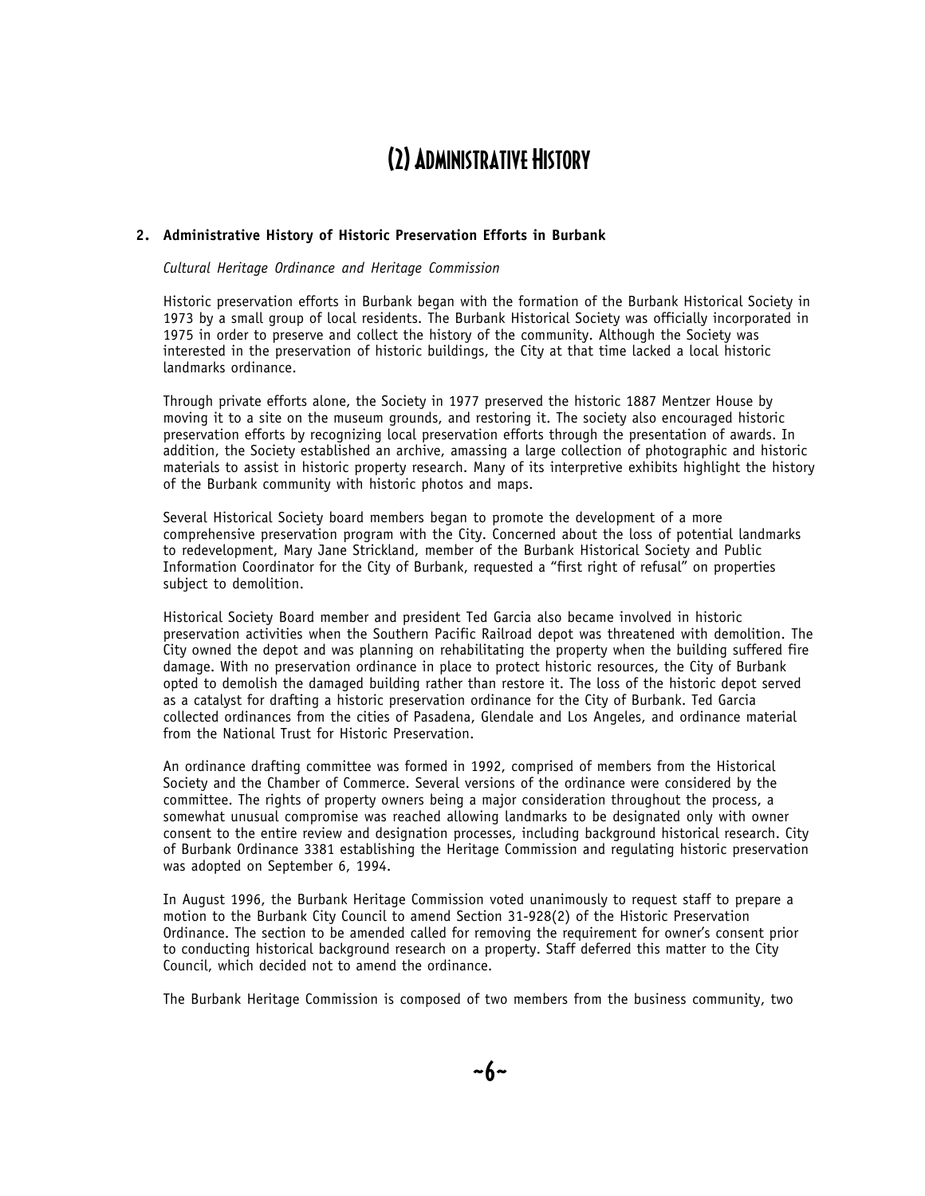# (2) Administrative History

## 2. Administrative History of Historic Preservation Efforts in Burbank

*Cultural Heritage Ordinance and Heritage Commission*

Historic preservation efforts in Burbank began with the formation of the Burbank Historical Society in 1973 by a small group of local residents. The Burbank Historical Society was officially incorporated in 1975 in order to preserve and collect the history of the community. Although the Society was interested in the preservation of historic buildings, the City at that time lacked a local historic landmarks ordinance.

Through private efforts alone, the Society in 1977 preserved the historic 1887 Mentzer House by moving it to a site on the museum grounds, and restoring it. The society also encouraged historic preservation efforts by recognizing local preservation efforts through the presentation of awards. In addition, the Society established an archive, amassing a large collection of photographic and historic materials to assist in historic property research. Many of its interpretive exhibits highlight the history of the Burbank community with historic photos and maps.

Several Historical Society board members began to promote the development of a more comprehensive preservation program with the City. Concerned about the loss of potential landmarks to redevelopment, Mary Jane Strickland, member of the Burbank Historical Society and Public Information Coordinator for the City of Burbank, requested a "first right of refusal" on properties subject to demolition.

Historical Society Board member and president Ted Garcia also became involved in historic preservation activities when the Southern Pacific Railroad depot was threatened with demolition. The City owned the depot and was planning on rehabilitating the property when the building suffered fire damage. With no preservation ordinance in place to protect historic resources, the City of Burbank opted to demolish the damaged building rather than restore it. The loss of the historic depot served as a catalyst for drafting a historic preservation ordinance for the City of Burbank. Ted Garcia collected ordinances from the cities of Pasadena, Glendale and Los Angeles, and ordinance material from the National Trust for Historic Preservation.

An ordinance drafting committee was formed in 1992, comprised of members from the Historical Society and the Chamber of Commerce. Several versions of the ordinance were considered by the committee. The rights of property owners being a major consideration throughout the process, a somewhat unusual compromise was reached allowing landmarks to be designated only with owner consent to the entire review and designation processes, including background historical research. City of Burbank Ordinance 3381 establishing the Heritage Commission and regulating historic preservation was adopted on September 6, 1994.

In August 1996, the Burbank Heritage Commission voted unanimously to request staff to prepare a motion to the Burbank City Council to amend Section 31-928(2) of the Historic Preservation Ordinance. The section to be amended called for removing the requirement for owner's consent prior to conducting historical background research on a property. Staff deferred this matter to the City Council, which decided not to amend the ordinance.

The Burbank Heritage Commission is composed of two members from the business community, two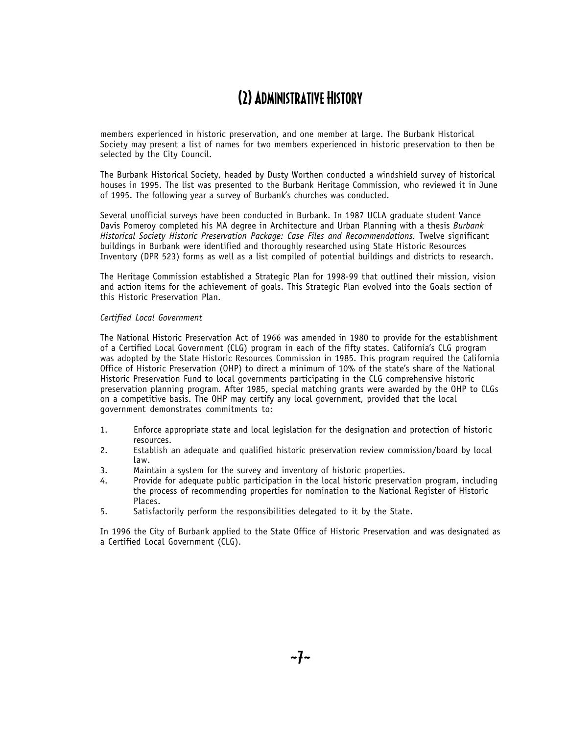# (2) Administrative History

members experienced in historic preservation, and one member at large. The Burbank Historical Society may present a list of names for two members experienced in historic preservation to then be selected by the City Council.

The Burbank Historical Society, headed by Dusty Worthen conducted a windshield survey of historical houses in 1995. The list was presented to the Burbank Heritage Commission, who reviewed it in June of 1995. The following year a survey of Burbank's churches was conducted.

Several unofficial surveys have been conducted in Burbank. In 1987 UCLA graduate student Vance Davis Pomeroy completed his MA degree in Architecture and Urban Planning with a thesis *Burbank Historical Society Historic Preservation Package: Case Files and Recommendations*. Twelve significant buildings in Burbank were identified and thoroughly researched using State Historic Resources Inventory (DPR 523) forms as well as a list compiled of potential buildings and districts to research.

The Heritage Commission established a Strategic Plan for 1998-99 that outlined their mission, vision and action items for the achievement of goals. This Strategic Plan evolved into the Goals section of this Historic Preservation Plan.

*Certified Local Government*

The National Historic Preservation Act of 1966 was amended in 1980 to provide for the establishment of a Certified Local Government (CLG) program in each of the fifty states. California's CLG program was adopted by the State Historic Resources Commission in 1985. This program required the California Office of Historic Preservation (OHP) to direct a minimum of 10% of the state's share of the National Historic Preservation Fund to local governments participating in the CLG comprehensive historic preservation planning program. After 1985, special matching grants were awarded by the OHP to CLGs on a competitive basis. The OHP may certify any local government, provided that the local government demonstrates commitments to:

1. Enforce appropriate state and local legislation for the designation and protection of historic resources.
2. Establish an adequate and qualified historic preservation review commission/board by local law.
3. Maintain a system for the survey and inventory of historic properties.
4. Provide for adequate public participation in the local historic preservation program, including the process of recommending properties for nomination to the National Register of Historic Places.
5. Satisfactorily perform the responsibilities delegated to it by the State.

In 1996 the City of Burbank applied to the State Office of Historic Preservation and was designated as a Certified Local Government (CLG).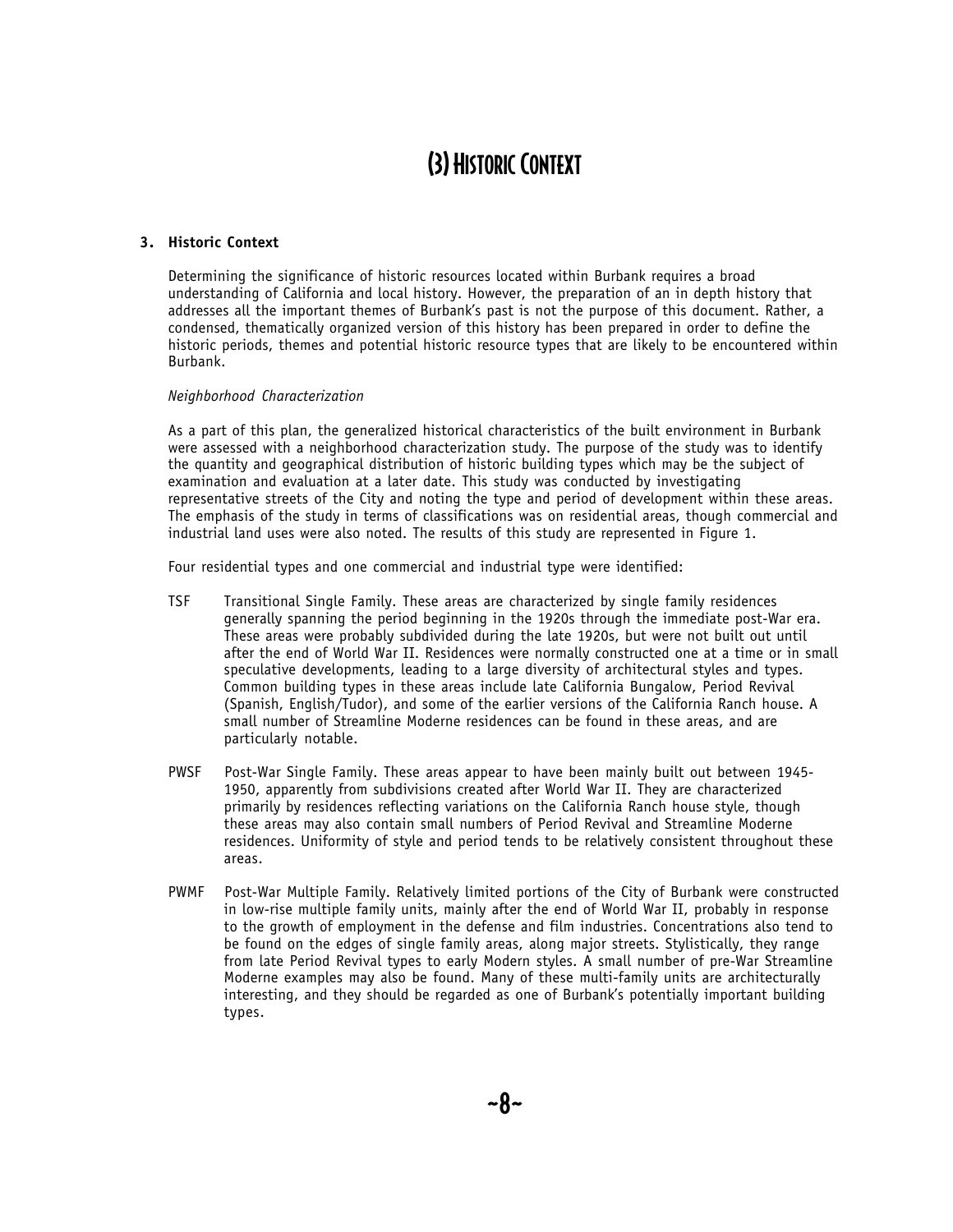# (3) Historic Context

## 3. Historic Context

Determining the significance of historic resources located within Burbank requires a broad understanding of California and local history. However, the preparation of an in depth history that addresses all the important themes of Burbank's past is not the purpose of this document. Rather, a condensed, thematically organized version of this history has been prepared in order to define the historic periods, themes and potential historic resource types that are likely to be encountered within Burbank.

*Neighborhood Characterization*

As a part of this plan, the generalized historical characteristics of the built environment in Burbank were assessed with a neighborhood characterization study. The purpose of the study was to identify the quantity and geographical distribution of historic building types which may be the subject of examination and evaluation at a later date. This study was conducted by investigating representative streets of the City and noting the type and period of development within these areas. The emphasis of the study in terms of classifications was on residential areas, though commercial and industrial land uses were also noted. The results of this study are represented in Figure 1.

Four residential types and one commercial and industrial type were identified:

- **TSF** Transitional Single Family. These areas are characterized by single family residences generally spanning the period beginning in the 1920s through the immediate post-War era. These areas were probably subdivided during the late 1920s, but were not built out until after the end of World War II. Residences were normally constructed one at a time or in small speculative developments, leading to a large diversity of architectural styles and types. Common building types in these areas include late California Bungalow, Period Revival (Spanish, English/Tudor), and some of the earlier versions of the California Ranch house. A small number of Streamline Moderne residences can be found in these areas, and are particularly notable.

- **PWSF** Post-War Single Family. These areas appear to have been mainly built out between 1945-1950, apparently from subdivisions created after World War II. They are characterized primarily by residences reflecting variations on the California Ranch house style, though these areas may also contain small numbers of Period Revival and Streamline Moderne residences. Uniformity of style and period tends to be relatively consistent throughout these areas.

- **PWMF** Post-War Multiple Family. Relatively limited portions of the City of Burbank were constructed in low-rise multiple family units, mainly after the end of World War II, probably in response to the growth of employment in the defense and film industries. Concentrations also tend to be found on the edges of single family areas, along major streets. Stylistically, they range from late Period Revival types to early Modern styles. A small number of pre-War Streamline Moderne examples may also be found. Many of these multi-family units are architecturally interesting, and they should be regarded as one of Burbank's potentially important building types.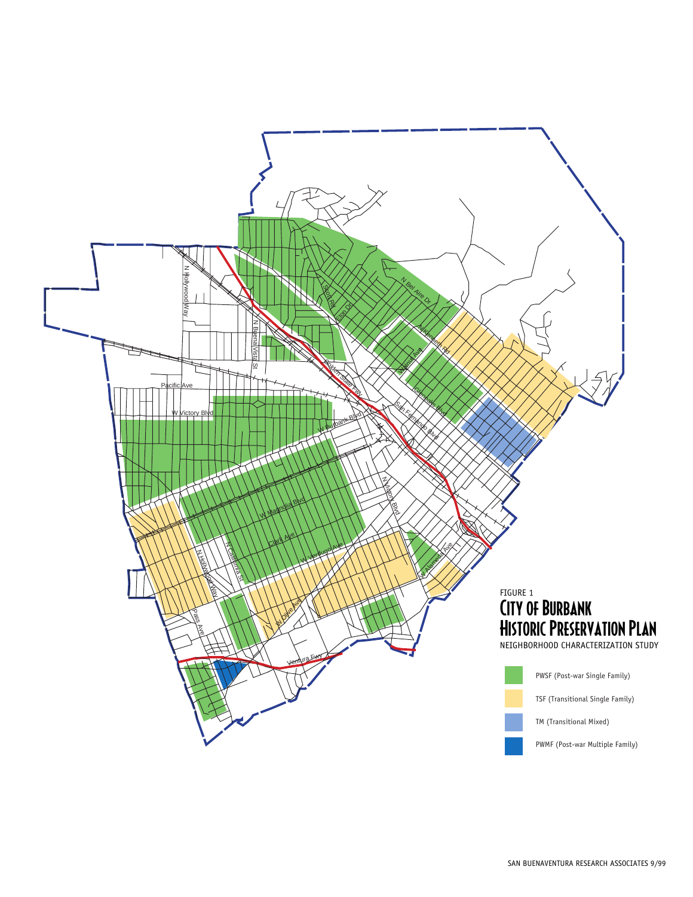FIGURE 1

# City of Burbank Historic Preservation Plan

NEIGHBORHOOD CHARACTERIZATION STUDY

- PWSF (Post-war Single Family)
- TSF (Transitional Single Family)
- TM (Transitional Mixed)
- PWMF (Post-war Multiple Family)

SAN BUENAVENTURA RESEARCH ASSOCIATES 9/99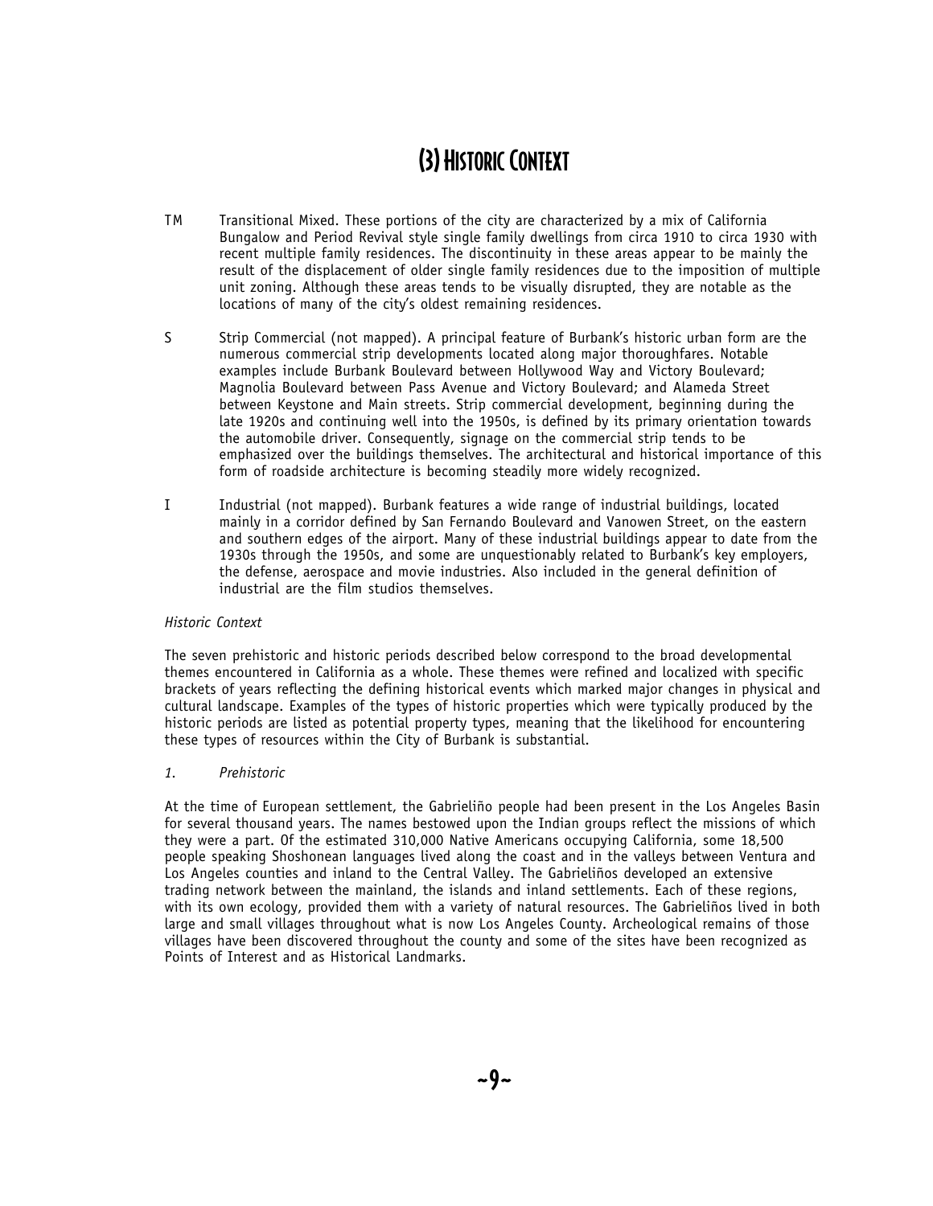# (3) Historic Context

TM Transitional Mixed. These portions of the city are characterized by a mix of California Bungalow and Period Revival style single family dwellings from circa 1910 to circa 1930 with recent multiple family residences. The discontinuity in these areas appear to be mainly the result of the displacement of older single family residences due to the imposition of multiple unit zoning. Although these areas tends to be visually disrupted, they are notable as the locations of many of the city's oldest remaining residences.

S Strip Commercial (not mapped). A principal feature of Burbank's historic urban form are the numerous commercial strip developments located along major thoroughfares. Notable examples include Burbank Boulevard between Hollywood Way and Victory Boulevard; Magnolia Boulevard between Pass Avenue and Victory Boulevard; and Alameda Street between Keystone and Main streets. Strip commercial development, beginning during the late 1920s and continuing well into the 1950s, is defined by its primary orientation towards the automobile driver. Consequently, signage on the commercial strip tends to be emphasized over the buildings themselves. The architectural and historical importance of this form of roadside architecture is becoming steadily more widely recognized.

I Industrial (not mapped). Burbank features a wide range of industrial buildings, located mainly in a corridor defined by San Fernando Boulevard and Vanowen Street, on the eastern and southern edges of the airport. Many of these industrial buildings appear to date from the 1930s through the 1950s, and some are unquestionably related to Burbank's key employers, the defense, aerospace and movie industries. Also included in the general definition of industrial are the film studios themselves.

*Historic Context*

The seven prehistoric and historic periods described below correspond to the broad developmental themes encountered in California as a whole. These themes were refined and localized with specific brackets of years reflecting the defining historical events which marked major changes in physical and cultural landscape. Examples of the types of historic properties which were typically produced by the historic periods are listed as potential property types, meaning that the likelihood for encountering these types of resources within the City of Burbank is substantial.

*1. Prehistoric*

At the time of European settlement, the Gabrieliño people had been present in the Los Angeles Basin for several thousand years. The names bestowed upon the Indian groups reflect the missions of which they were a part. Of the estimated 310,000 Native Americans occupying California, some 18,500 people speaking Shoshonean languages lived along the coast and in the valleys between Ventura and Los Angeles counties and inland to the Central Valley. The Gabrieliños developed an extensive trading network between the mainland, the islands and inland settlements. Each of these regions, with its own ecology, provided them with a variety of natural resources. The Gabrieliños lived in both large and small villages throughout what is now Los Angeles County. Archeological remains of those villages have been discovered throughout the county and some of the sites have been recognized as Points of Interest and as Historical Landmarks.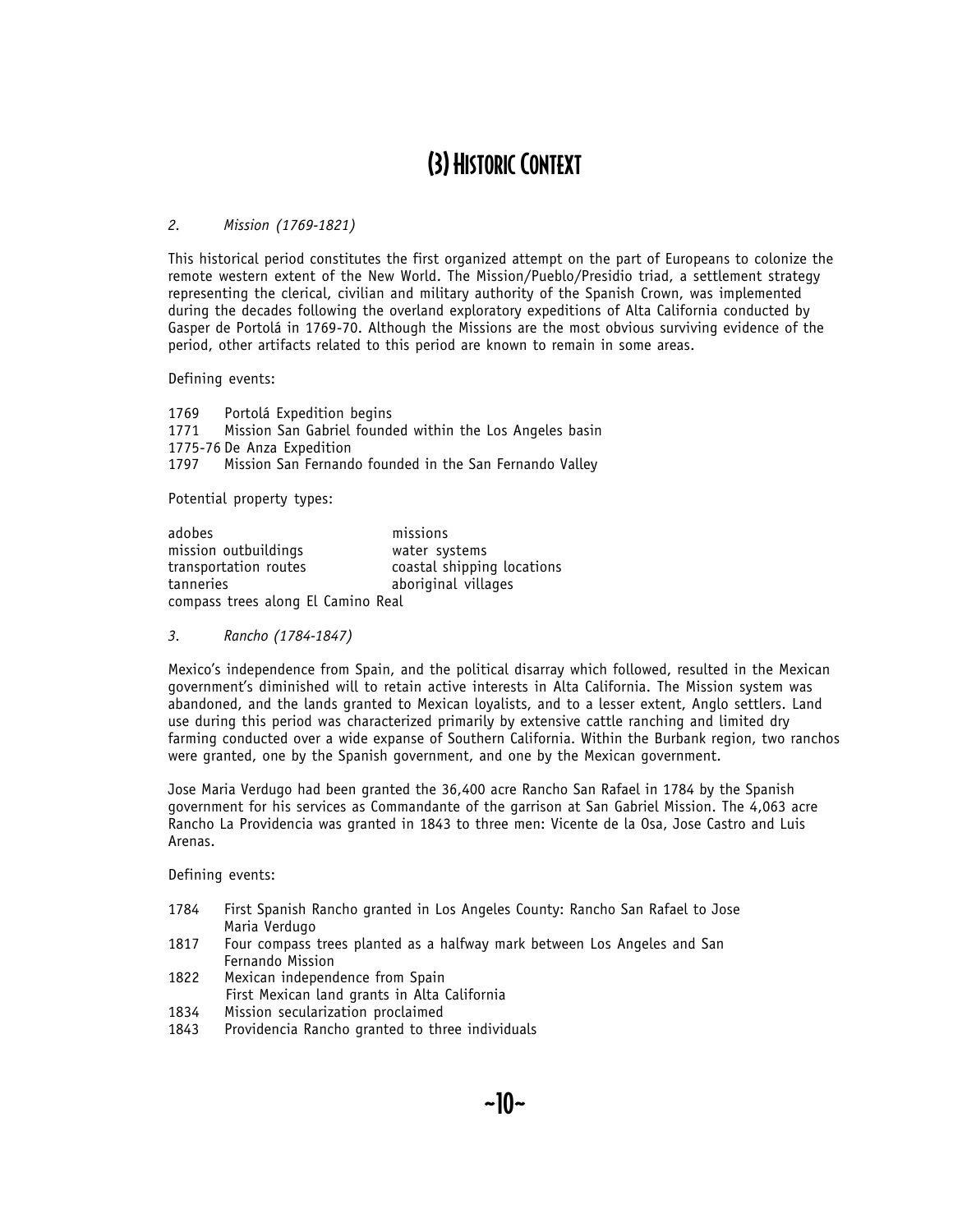# (3) Historic Context

*2. Mission (1769-1821)*

This historical period constitutes the first organized attempt on the part of Europeans to colonize the remote western extent of the New World. The Mission/Pueblo/Presidio triad, a settlement strategy representing the clerical, civilian and military authority of the Spanish Crown, was implemented during the decades following the overland exploratory expeditions of Alta California conducted by Gasper de Portolá in 1769-70. Although the Missions are the most obvious surviving evidence of the period, other artifacts related to this period are known to remain in some areas.

Defining events:

1769 Portolá Expedition begins
1771 Mission San Gabriel founded within the Los Angeles basin
1775-76 De Anza Expedition
1797 Mission San Fernando founded in the San Fernando Valley

Potential property types:

| | |
|---|---|
| adobes | missions |
| mission outbuildings | water systems |
| transportation routes | coastal shipping locations |
| tanneries | aboriginal villages |
| compass trees along El Camino Real | |

*3. Rancho (1784-1847)*

Mexico's independence from Spain, and the political disarray which followed, resulted in the Mexican government's diminished will to retain active interests in Alta California. The Mission system was abandoned, and the lands granted to Mexican loyalists, and to a lesser extent, Anglo settlers. Land use during this period was characterized primarily by extensive cattle ranching and limited dry farming conducted over a wide expanse of Southern California. Within the Burbank region, two ranchos were granted, one by the Spanish government, and one by the Mexican government.

Jose Maria Verdugo had been granted the 36,400 acre Rancho San Rafael in 1784 by the Spanish government for his services as Commandante of the garrison at San Gabriel Mission. The 4,063 acre Rancho La Providencia was granted in 1843 to three men: Vicente de la Osa, Jose Castro and Luis Arenas.

Defining events:

1784 First Spanish Rancho granted in Los Angeles County: Rancho San Rafael to Jose Maria Verdugo
1817 Four compass trees planted as a halfway mark between Los Angeles and San Fernando Mission
1822 Mexican independence from Spain
First Mexican land grants in Alta California
1834 Mission secularization proclaimed
1843 Providencia Rancho granted to three individuals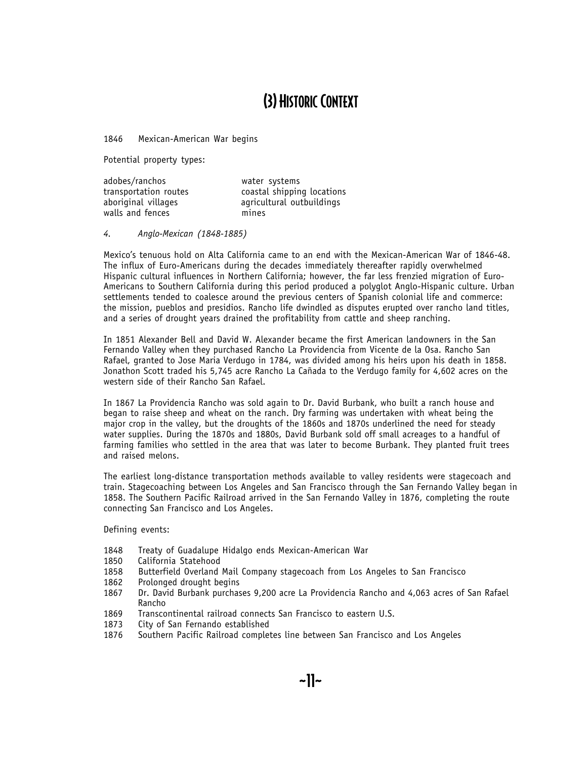# (3) Historic Context

1846 Mexican-American War begins

Potential property types:

| | |
|---|---|
| adobes/ranchos | water systems |
| transportation routes | coastal shipping locations |
| aboriginal villages | agricultural outbuildings |
| walls and fences | mines |

*4. Anglo-Mexican (1848-1885)*

Mexico's tenuous hold on Alta California came to an end with the Mexican-American War of 1846-48. The influx of Euro-Americans during the decades immediately thereafter rapidly overwhelmed Hispanic cultural influences in Northern California; however, the far less frenzied migration of Euro-Americans to Southern California during this period produced a polyglot Anglo-Hispanic culture. Urban settlements tended to coalesce around the previous centers of Spanish colonial life and commerce: the mission, pueblos and presidios. Rancho life dwindled as disputes erupted over rancho land titles, and a series of drought years drained the profitability from cattle and sheep ranching.

In 1851 Alexander Bell and David W. Alexander became the first American landowners in the San Fernando Valley when they purchased Rancho La Providencia from Vicente de la Osa. Rancho San Rafael, granted to Jose Maria Verdugo in 1784, was divided among his heirs upon his death in 1858. Jonathon Scott traded his 5,745 acre Rancho La Cañada to the Verdugo family for 4,602 acres on the western side of their Rancho San Rafael.

In 1867 La Providencia Rancho was sold again to Dr. David Burbank, who built a ranch house and began to raise sheep and wheat on the ranch. Dry farming was undertaken with wheat being the major crop in the valley, but the droughts of the 1860s and 1870s underlined the need for steady water supplies. During the 1870s and 1880s, David Burbank sold off small acreages to a handful of farming families who settled in the area that was later to become Burbank. They planted fruit trees and raised melons.

The earliest long-distance transportation methods available to valley residents were stagecoach and train. Stagecoaching between Los Angeles and San Francisco through the San Fernando Valley began in 1858. The Southern Pacific Railroad arrived in the San Fernando Valley in 1876, completing the route connecting San Francisco and Los Angeles.

Defining events:

- 1848 Treaty of Guadalupe Hidalgo ends Mexican-American War
- 1850 California Statehood
- 1858 Butterfield Overland Mail Company stagecoach from Los Angeles to San Francisco
- 1862 Prolonged drought begins
- 1867 Dr. David Burbank purchases 9,200 acre La Providencia Rancho and 4,063 acres of San Rafael Rancho
- 1869 Transcontinental railroad connects San Francisco to eastern U.S.
- 1873 City of San Fernando established
- 1876 Southern Pacific Railroad completes line between San Francisco and Los Angeles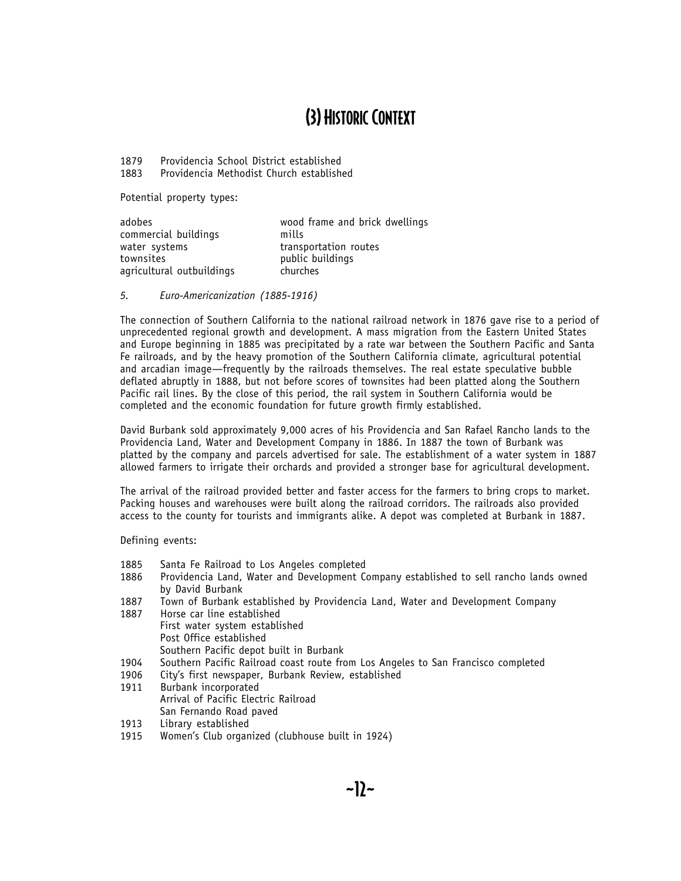# (3) Historic Context

1879 Providencia School District established
1883 Providencia Methodist Church established

Potential property types:

| | |
|---|---|
| adobes | wood frame and brick dwellings |
| commercial buildings | mills |
| water systems | transportation routes |
| townsites | public buildings |
| agricultural outbuildings | churches |

*5. Euro-Americanization (1885-1916)*

The connection of Southern California to the national railroad network in 1876 gave rise to a period of unprecedented regional growth and development. A mass migration from the Eastern United States and Europe beginning in 1885 was precipitated by a rate war between the Southern Pacific and Santa Fe railroads, and by the heavy promotion of the Southern California climate, agricultural potential and arcadian image—frequently by the railroads themselves. The real estate speculative bubble deflated abruptly in 1888, but not before scores of townsites had been platted along the Southern Pacific rail lines. By the close of this period, the rail system in Southern California would be completed and the economic foundation for future growth firmly established.

David Burbank sold approximately 9,000 acres of his Providencia and San Rafael Rancho lands to the Providencia Land, Water and Development Company in 1886. In 1887 the town of Burbank was platted by the company and parcels advertised for sale. The establishment of a water system in 1887 allowed farmers to irrigate their orchards and provided a stronger base for agricultural development.

The arrival of the railroad provided better and faster access for the farmers to bring crops to market. Packing houses and warehouses were built along the railroad corridors. The railroads also provided access to the county for tourists and immigrants alike. A depot was completed at Burbank in 1887.

Defining events:

1885 Santa Fe Railroad to Los Angeles completed
1886 Providencia Land, Water and Development Company established to sell rancho lands owned by David Burbank
1887 Town of Burbank established by Providencia Land, Water and Development Company
1887 Horse car line established
First water system established
Post Office established
Southern Pacific depot built in Burbank
1904 Southern Pacific Railroad coast route from Los Angeles to San Francisco completed
1906 City's first newspaper, Burbank Review, established
1911 Burbank incorporated
Arrival of Pacific Electric Railroad
San Fernando Road paved
1913 Library established
1915 Women's Club organized (clubhouse built in 1924)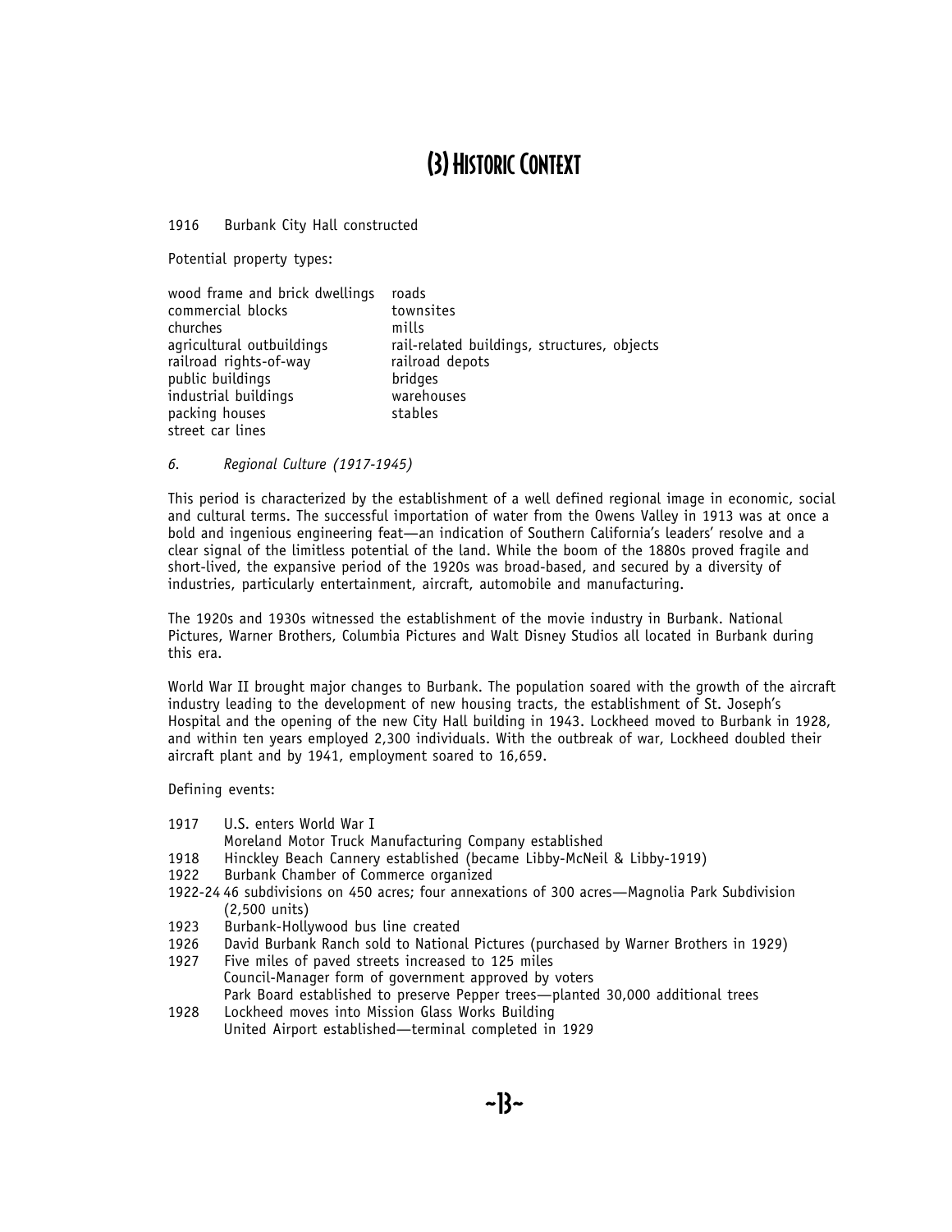# (3) Historic Context

1916 Burbank City Hall constructed

Potential property types:

| | |
|---|---|
| wood frame and brick dwellings | roads |
| commercial blocks | townsites |
| churches | mills |
| agricultural outbuildings | rail-related buildings, structures, objects |
| railroad rights-of-way | railroad depots |
| public buildings | bridges |
| industrial buildings | warehouses |
| packing houses | stables |
| street car lines | |

*6. Regional Culture (1917-1945)*

This period is characterized by the establishment of a well defined regional image in economic, social and cultural terms. The successful importation of water from the Owens Valley in 1913 was at once a bold and ingenious engineering feat—an indication of Southern California's leaders' resolve and a clear signal of the limitless potential of the land. While the boom of the 1880s proved fragile and short-lived, the expansive period of the 1920s was broad-based, and secured by a diversity of industries, particularly entertainment, aircraft, automobile and manufacturing.

The 1920s and 1930s witnessed the establishment of the movie industry in Burbank. National Pictures, Warner Brothers, Columbia Pictures and Walt Disney Studios all located in Burbank during this era.

World War II brought major changes to Burbank. The population soared with the growth of the aircraft industry leading to the development of new housing tracts, the establishment of St. Joseph's Hospital and the opening of the new City Hall building in 1943. Lockheed moved to Burbank in 1928, and within ten years employed 2,300 individuals. With the outbreak of war, Lockheed doubled their aircraft plant and by 1941, employment soared to 16,659.

Defining events:

1917 U.S. enters World War I
Moreland Motor Truck Manufacturing Company established

1918 Hinckley Beach Cannery established (became Libby-McNeil & Libby-1919)

1922 Burbank Chamber of Commerce organized

1922-24 46 subdivisions on 450 acres; four annexations of 300 acres—Magnolia Park Subdivision (2,500 units)

1923 Burbank-Hollywood bus line created

1926 David Burbank Ranch sold to National Pictures (purchased by Warner Brothers in 1929)

1927 Five miles of paved streets increased to 125 miles
Council-Manager form of government approved by voters
Park Board established to preserve Pepper trees—planted 30,000 additional trees

1928 Lockheed moves into Mission Glass Works Building
United Airport established—terminal completed in 1929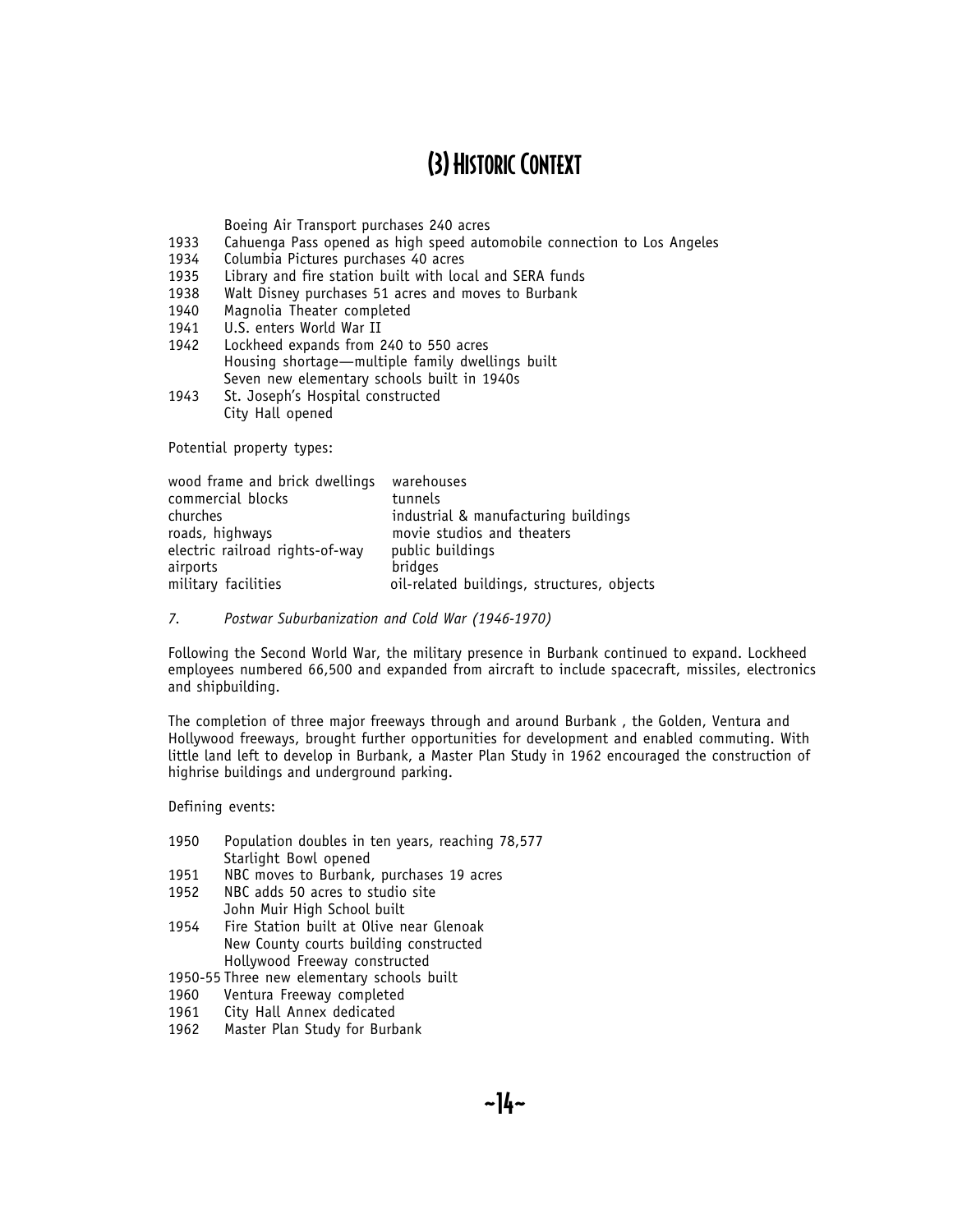# (3) Historic Context

|  |  |
|---|---|
|  | Boeing Air Transport purchases 240 acres |
| 1933 | Cahuenga Pass opened as high speed automobile connection to Los Angeles |
| 1934 | Columbia Pictures purchases 40 acres |
| 1935 | Library and fire station built with local and SERA funds |
| 1938 | Walt Disney purchases 51 acres and moves to Burbank |
| 1940 | Magnolia Theater completed |
| 1941 | U.S. enters World War II |
| 1942 | Lockheed expands from 240 to 550 acres |
|  | Housing shortage—multiple family dwellings built |
|  | Seven new elementary schools built in 1940s |
| 1943 | St. Joseph's Hospital constructed |
|  | City Hall opened |

Potential property types:

|  |  |
|---|---|
| wood frame and brick dwellings | warehouses |
| commercial blocks | tunnels |
| churches | industrial & manufacturing buildings |
| roads, highways | movie studios and theaters |
| electric railroad rights-of-way | public buildings |
| airports | bridges |
| military facilities | oil-related buildings, structures, objects |

*7. Postwar Suburbanization and Cold War (1946-1970)*

Following the Second World War, the military presence in Burbank continued to expand. Lockheed employees numbered 66,500 and expanded from aircraft to include spacecraft, missiles, electronics and shipbuilding.

The completion of three major freeways through and around Burbank , the Golden, Ventura and Hollywood freeways, brought further opportunities for development and enabled commuting. With little land left to develop in Burbank, a Master Plan Study in 1962 encouraged the construction of highrise buildings and underground parking.

Defining events:

|  |  |
|---|---|
| 1950 | Population doubles in ten years, reaching 78,577 |
|  | Starlight Bowl opened |
| 1951 | NBC moves to Burbank, purchases 19 acres |
| 1952 | NBC adds 50 acres to studio site |
|  | John Muir High School built |
| 1954 | Fire Station built at Olive near Glenoak |
|  | New County courts building constructed |
|  | Hollywood Freeway constructed |
| 1950-55 | Three new elementary schools built |
| 1960 | Ventura Freeway completed |
| 1961 | City Hall Annex dedicated |
| 1962 | Master Plan Study for Burbank |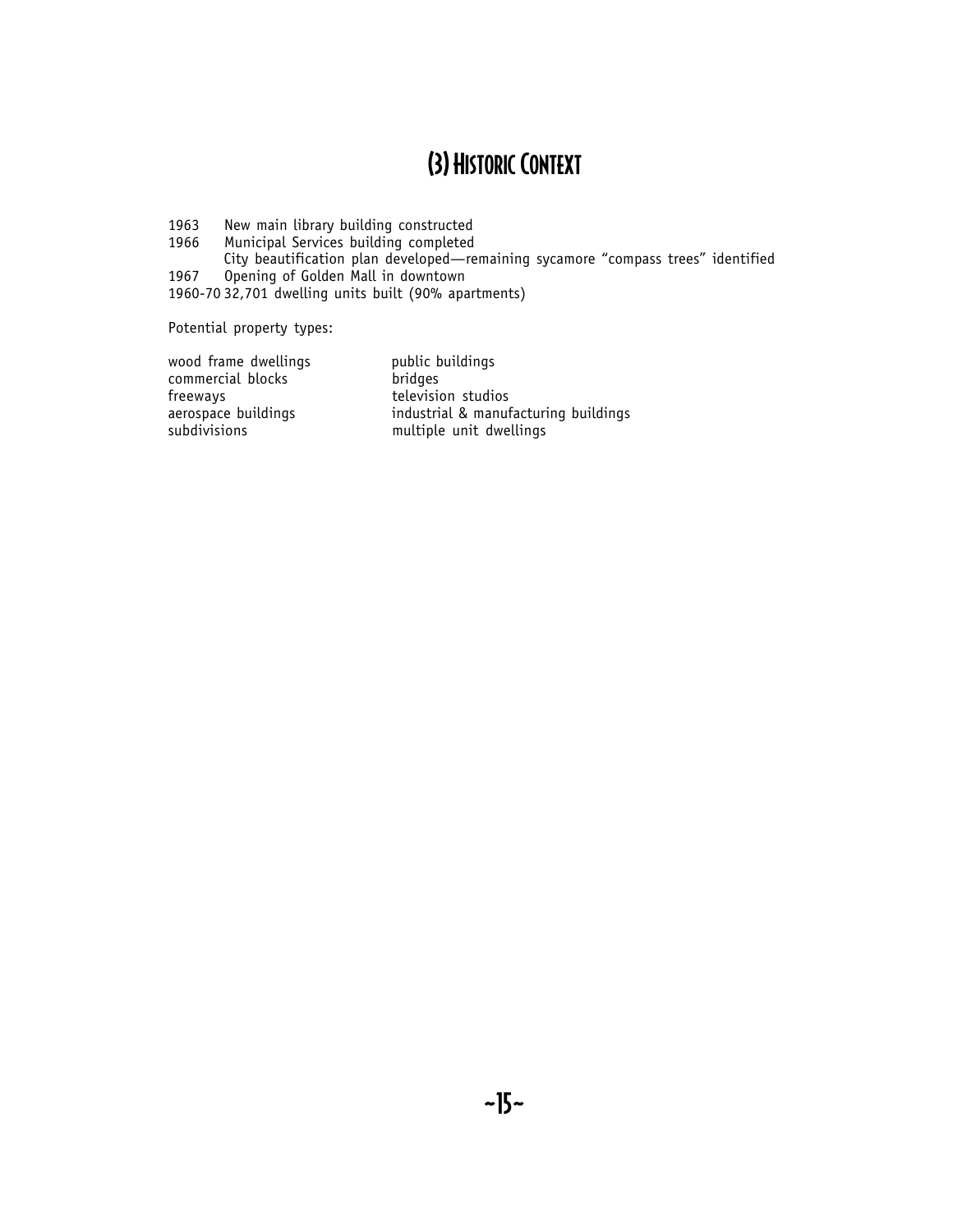# (3) Historic Context

1963 New main library building constructed
1966 Municipal Services building completed
City beautification plan developed—remaining sycamore “compass trees” identified
1967 Opening of Golden Mall in downtown
1960-70 32,701 dwelling units built (90% apartments)

Potential property types:

wood frame dwellings
commercial blocks
freeways
aerospace buildings
subdivisions
public buildings
bridges
television studios
industrial & manufacturing buildings
multiple unit dwellings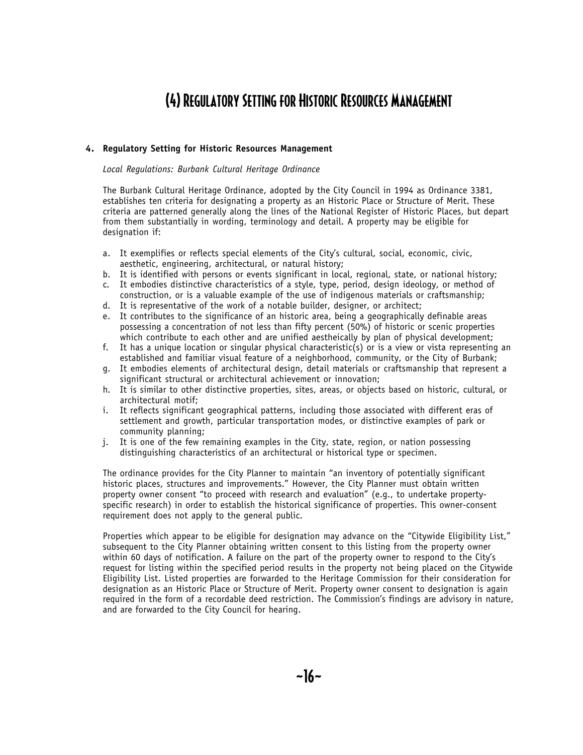# (4) Regulatory Setting for Historic Resources Management

### 4. Regulatory Setting for Historic Resources Management

*Local Regulations: Burbank Cultural Heritage Ordinance*

The Burbank Cultural Heritage Ordinance, adopted by the City Council in 1994 as Ordinance 3381, establishes ten criteria for designating a property as an Historic Place or Structure of Merit. These criteria are patterned generally along the lines of the National Register of Historic Places, but depart from them substantially in wording, terminology and detail. A property may be eligible for designation if:

a. It exemplifies or reflects special elements of the City's cultural, social, economic, civic, aesthetic, engineering, architectural, or natural history;
b. It is identified with persons or events significant in local, regional, state, or national history;
c. It embodies distinctive characteristics of a style, type, period, design ideology, or method of construction, or is a valuable example of the use of indigenous materials or craftsmanship;
d. It is representative of the work of a notable builder, designer, or architect;
e. It contributes to the significance of an historic area, being a geographically definable areas possessing a concentration of not less than fifty percent (50%) of historic or scenic properties which contribute to each other and are unified aestheically by plan of physical development;
f. It has a unique location or singular physical characteristic(s) or is a view or vista representing an established and familiar visual feature of a neighborhood, community, or the City of Burbank;
g. It embodies elements of architectural design, detail materials or craftsmanship that represent a significant structural or architectural achievement or innovation;
h. It is similar to other distinctive properties, sites, areas, or objects based on historic, cultural, or architectural motif;
i. It reflects significant geographical patterns, including those associated with different eras of settlement and growth, particular transportation modes, or distinctive examples of park or community planning;
j. It is one of the few remaining examples in the City, state, region, or nation possessing distinguishing characteristics of an architectural or historical type or specimen.

The ordinance provides for the City Planner to maintain "an inventory of potentially significant historic places, structures and improvements." However, the City Planner must obtain written property owner consent "to proceed with research and evaluation" (e.g., to undertake property-specific research) in order to establish the historical significance of properties. This owner-consent requirement does not apply to the general public.

Properties which appear to be eligible for designation may advance on the "Citywide Eligibility List," subsequent to the City Planner obtaining written consent to this listing from the property owner within 60 days of notification. A failure on the part of the property owner to respond to the City's request for listing within the specified period results in the property not being placed on the Citywide Eligibility List. Listed properties are forwarded to the Heritage Commission for their consideration for designation as an Historic Place or Structure of Merit. Property owner consent to designation is again required in the form of a recordable deed restriction. The Commission's findings are advisory in nature, and are forwarded to the City Council for hearing.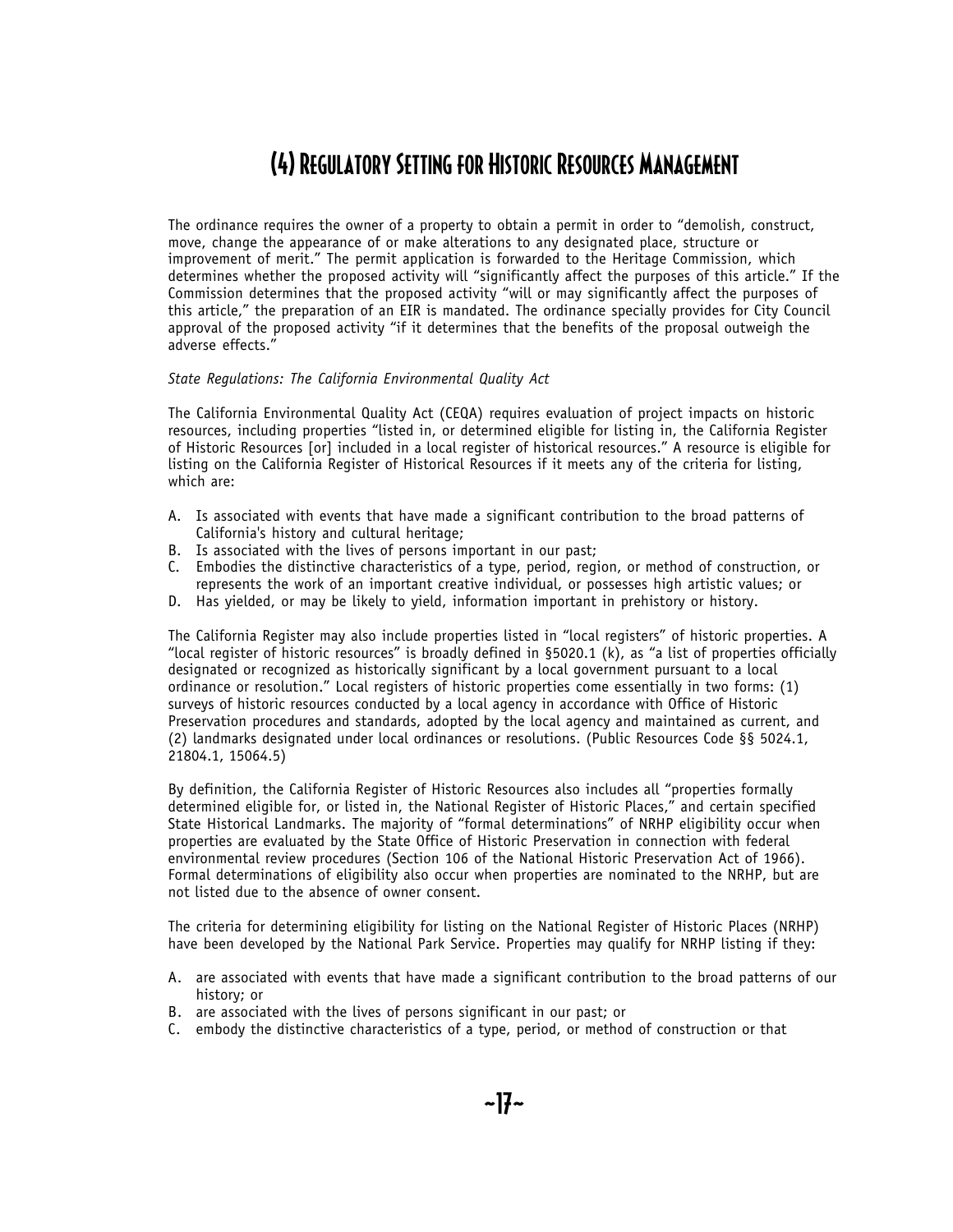# (4) Regulatory Setting for Historic Resources Management

The ordinance requires the owner of a property to obtain a permit in order to "demolish, construct, move, change the appearance of or make alterations to any designated place, structure or improvement of merit." The permit application is forwarded to the Heritage Commission, which determines whether the proposed activity will "significantly affect the purposes of this article." If the Commission determines that the proposed activity "will or may significantly affect the purposes of this article," the preparation of an EIR is mandated. The ordinance specially provides for City Council approval of the proposed activity "if it determines that the benefits of the proposal outweigh the adverse effects."

*State Regulations: The California Environmental Quality Act*

The California Environmental Quality Act (CEQA) requires evaluation of project impacts on historic resources, including properties "listed in, or determined eligible for listing in, the California Register of Historic Resources [or] included in a local register of historical resources." A resource is eligible for listing on the California Register of Historical Resources if it meets any of the criteria for listing, which are:

A. Is associated with events that have made a significant contribution to the broad patterns of California's history and cultural heritage;
B. Is associated with the lives of persons important in our past;
C. Embodies the distinctive characteristics of a type, period, region, or method of construction, or represents the work of an important creative individual, or possesses high artistic values; or
D. Has yielded, or may be likely to yield, information important in prehistory or history.

The California Register may also include properties listed in "local registers" of historic properties. A "local register of historic resources" is broadly defined in §5020.1 (k), as "a list of properties officially designated or recognized as historically significant by a local government pursuant to a local ordinance or resolution." Local registers of historic properties come essentially in two forms: (1) surveys of historic resources conducted by a local agency in accordance with Office of Historic Preservation procedures and standards, adopted by the local agency and maintained as current, and (2) landmarks designated under local ordinances or resolutions. (Public Resources Code §§ 5024.1, 21804.1, 15064.5)

By definition, the California Register of Historic Resources also includes all "properties formally determined eligible for, or listed in, the National Register of Historic Places," and certain specified State Historical Landmarks. The majority of "formal determinations" of NRHP eligibility occur when properties are evaluated by the State Office of Historic Preservation in connection with federal environmental review procedures (Section 106 of the National Historic Preservation Act of 1966). Formal determinations of eligibility also occur when properties are nominated to the NRHP, but are not listed due to the absence of owner consent.

The criteria for determining eligibility for listing on the National Register of Historic Places (NRHP) have been developed by the National Park Service. Properties may qualify for NRHP listing if they:

A. are associated with events that have made a significant contribution to the broad patterns of our history; or
B. are associated with the lives of persons significant in our past; or
C. embody the distinctive characteristics of a type, period, or method of construction or that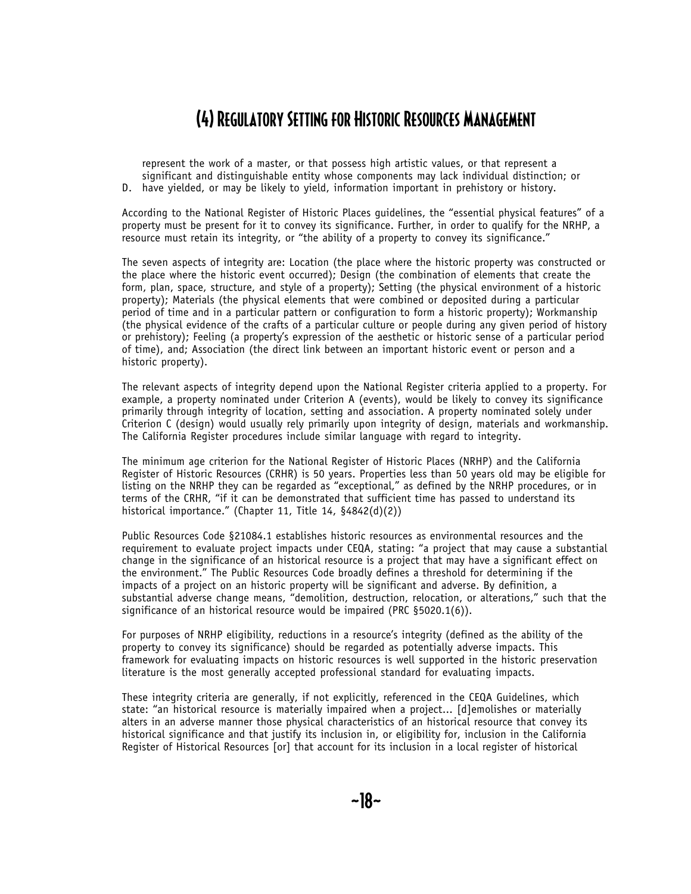represent the work of a master, or that possess high artistic values, or that represent a significant and distinguishable entity whose components may lack individual distinction; or

D. have yielded, or may be likely to yield, information important in prehistory or history.

According to the National Register of Historic Places guidelines, the “essential physical features” of a property must be present for it to convey its significance. Further, in order to qualify for the NRHP, a resource must retain its integrity, or “the ability of a property to convey its significance.”

The seven aspects of integrity are: Location (the place where the historic property was constructed or the place where the historic event occurred); Design (the combination of elements that create the form, plan, space, structure, and style of a property); Setting (the physical environment of a historic property); Materials (the physical elements that were combined or deposited during a particular period of time and in a particular pattern or configuration to form a historic property); Workmanship (the physical evidence of the crafts of a particular culture or people during any given period of history or prehistory); Feeling (a property’s expression of the aesthetic or historic sense of a particular period of time), and; Association (the direct link between an important historic event or person and a historic property).

The relevant aspects of integrity depend upon the National Register criteria applied to a property. For example, a property nominated under Criterion A (events), would be likely to convey its significance primarily through integrity of location, setting and association. A property nominated solely under Criterion C (design) would usually rely primarily upon integrity of design, materials and workmanship. The California Register procedures include similar language with regard to integrity.

The minimum age criterion for the National Register of Historic Places (NRHP) and the California Register of Historic Resources (CRHR) is 50 years. Properties less than 50 years old may be eligible for listing on the NRHP they can be regarded as “exceptional,” as defined by the NRHP procedures, or in terms of the CRHR, “if it can be demonstrated that sufficient time has passed to understand its historical importance.” (Chapter 11, Title 14, §4842(d)(2))

Public Resources Code §21084.1 establishes historic resources as environmental resources and the requirement to evaluate project impacts under CEQA, stating: “a project that may cause a substantial change in the significance of an historical resource is a project that may have a significant effect on the environment.” The Public Resources Code broadly defines a threshold for determining if the impacts of a project on an historic property will be significant and adverse. By definition, a substantial adverse change means, “demolition, destruction, relocation, or alterations,” such that the significance of an historical resource would be impaired (PRC §5020.1(6)).

For purposes of NRHP eligibility, reductions in a resource’s integrity (defined as the ability of the property to convey its significance) should be regarded as potentially adverse impacts. This framework for evaluating impacts on historic resources is well supported in the historic preservation literature is the most generally accepted professional standard for evaluating impacts.

These integrity criteria are generally, if not explicitly, referenced in the CEQA Guidelines, which state: “an historical resource is materially impaired when a project... [d]emolishes or materially alters in an adverse manner those physical characteristics of an historical resource that convey its historical significance and that justify its inclusion in, or eligibility for, inclusion in the California Register of Historical Resources [or] that account for its inclusion in a local register of historical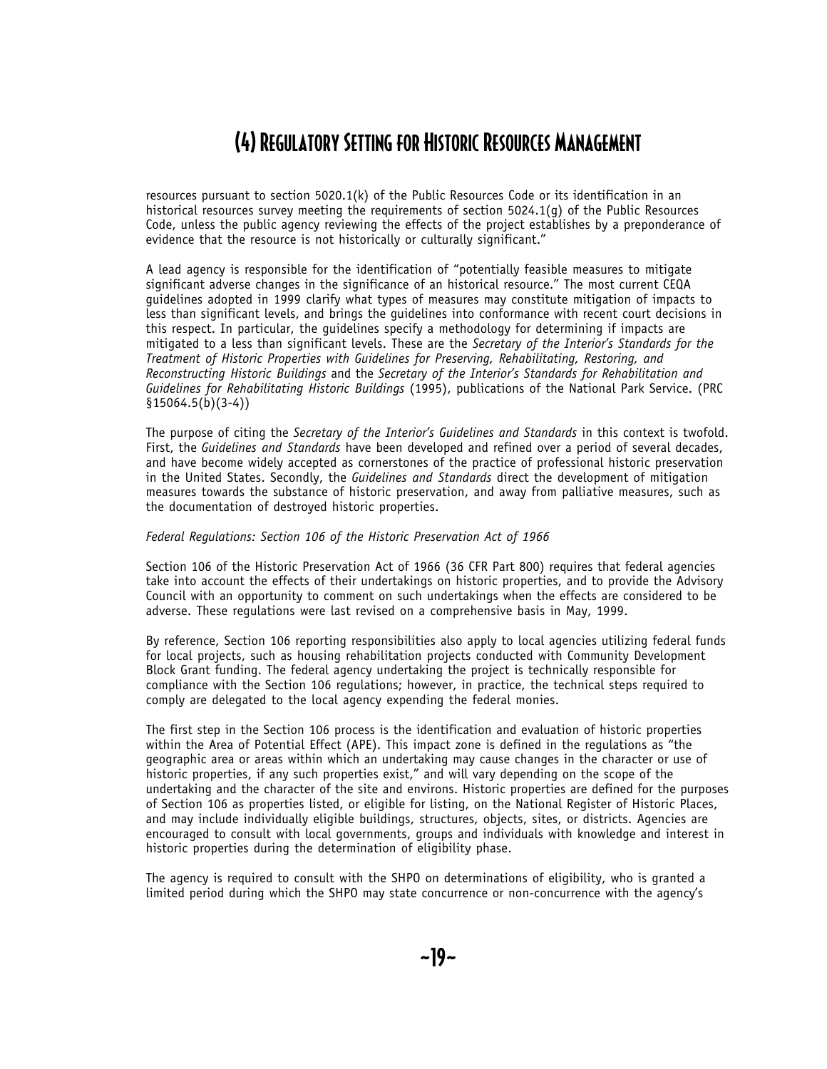# (4) Regulatory Setting for Historic Resources Management

resources pursuant to section 5020.1(k) of the Public Resources Code or its identification in an historical resources survey meeting the requirements of section 5024.1(g) of the Public Resources Code, unless the public agency reviewing the effects of the project establishes by a preponderance of evidence that the resource is not historically or culturally significant."

A lead agency is responsible for the identification of "potentially feasible measures to mitigate significant adverse changes in the significance of an historical resource." The most current CEQA guidelines adopted in 1999 clarify what types of measures may constitute mitigation of impacts to less than significant levels, and brings the guidelines into conformance with recent court decisions in this respect. In particular, the guidelines specify a methodology for determining if impacts are mitigated to a less than significant levels. These are the *Secretary of the Interior's Standards for the Treatment of Historic Properties with Guidelines for Preserving, Rehabilitating, Restoring, and Reconstructing Historic Buildings* and the *Secretary of the Interior's Standards for Rehabilitation and Guidelines for Rehabilitating Historic Buildings* (1995), publications of the National Park Service. (PRC §15064.5(b)(3-4))

The purpose of citing the *Secretary of the Interior's Guidelines and Standards* in this context is twofold. First, the *Guidelines and Standards* have been developed and refined over a period of several decades, and have become widely accepted as cornerstones of the practice of professional historic preservation in the United States. Secondly, the *Guidelines and Standards* direct the development of mitigation measures towards the substance of historic preservation, and away from palliative measures, such as the documentation of destroyed historic properties.

*Federal Regulations: Section 106 of the Historic Preservation Act of 1966*

Section 106 of the Historic Preservation Act of 1966 (36 CFR Part 800) requires that federal agencies take into account the effects of their undertakings on historic properties, and to provide the Advisory Council with an opportunity to comment on such undertakings when the effects are considered to be adverse. These regulations were last revised on a comprehensive basis in May, 1999.

By reference, Section 106 reporting responsibilities also apply to local agencies utilizing federal funds for local projects, such as housing rehabilitation projects conducted with Community Development Block Grant funding. The federal agency undertaking the project is technically responsible for compliance with the Section 106 regulations; however, in practice, the technical steps required to comply are delegated to the local agency expending the federal monies.

The first step in the Section 106 process is the identification and evaluation of historic properties within the Area of Potential Effect (APE). This impact zone is defined in the regulations as "the geographic area or areas within which an undertaking may cause changes in the character or use of historic properties, if any such properties exist," and will vary depending on the scope of the undertaking and the character of the site and environs. Historic properties are defined for the purposes of Section 106 as properties listed, or eligible for listing, on the National Register of Historic Places, and may include individually eligible buildings, structures, objects, sites, or districts. Agencies are encouraged to consult with local governments, groups and individuals with knowledge and interest in historic properties during the determination of eligibility phase.

The agency is required to consult with the SHPO on determinations of eligibility, who is granted a limited period during which the SHPO may state concurrence or non-concurrence with the agency's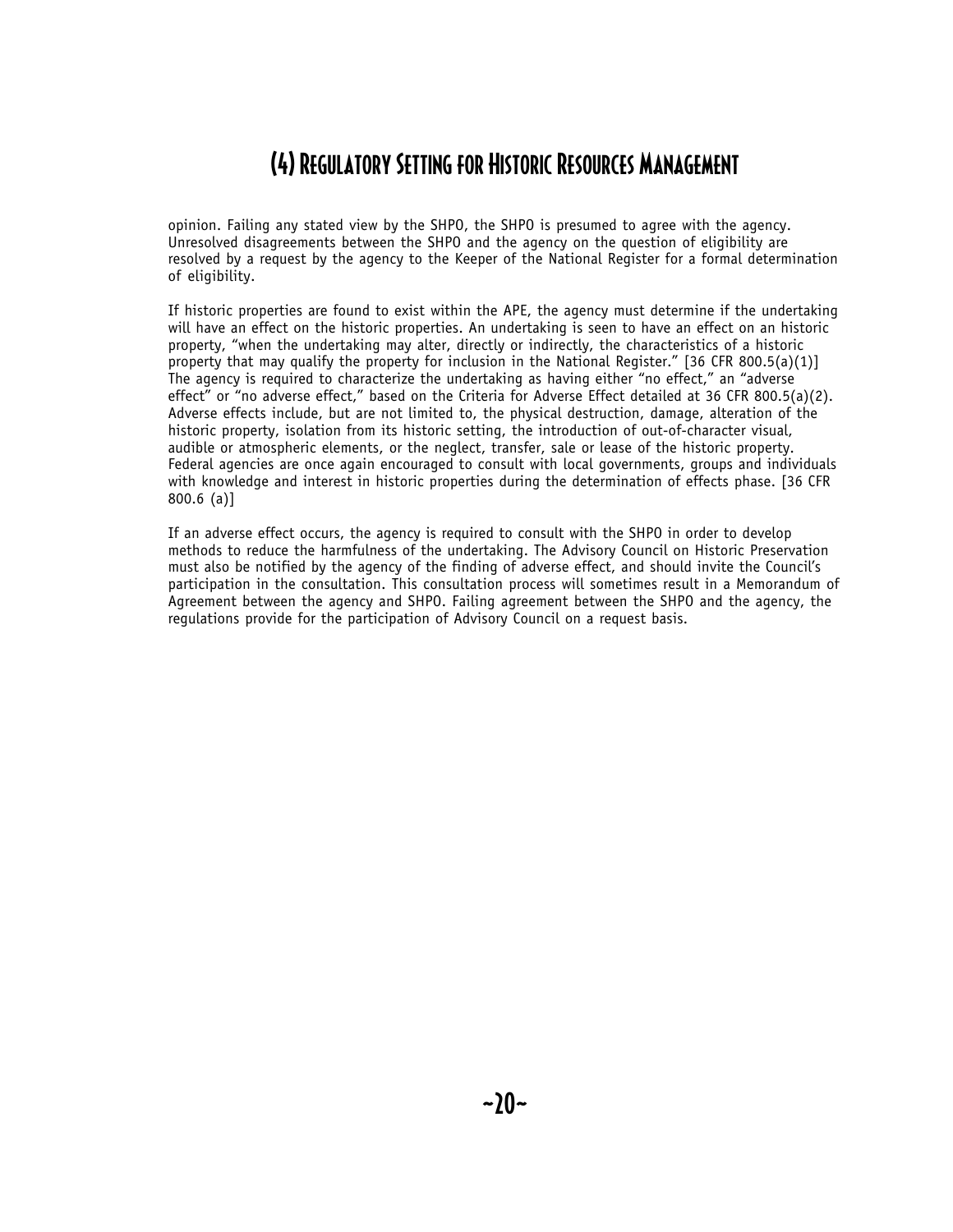# (4) Regulatory Setting for Historic Resources Management

opinion. Failing any stated view by the SHPO, the SHPO is presumed to agree with the agency. Unresolved disagreements between the SHPO and the agency on the question of eligibility are resolved by a request by the agency to the Keeper of the National Register for a formal determination of eligibility.

If historic properties are found to exist within the APE, the agency must determine if the undertaking will have an effect on the historic properties. An undertaking is seen to have an effect on an historic property, "when the undertaking may alter, directly or indirectly, the characteristics of a historic property that may qualify the property for inclusion in the National Register." [36 CFR 800.5(a)(1)] The agency is required to characterize the undertaking as having either "no effect," an "adverse effect" or "no adverse effect," based on the Criteria for Adverse Effect detailed at 36 CFR 800.5(a)(2). Adverse effects include, but are not limited to, the physical destruction, damage, alteration of the historic property, isolation from its historic setting, the introduction of out-of-character visual, audible or atmospheric elements, or the neglect, transfer, sale or lease of the historic property. Federal agencies are once again encouraged to consult with local governments, groups and individuals with knowledge and interest in historic properties during the determination of effects phase. [36 CFR 800.6 (a)]

If an adverse effect occurs, the agency is required to consult with the SHPO in order to develop methods to reduce the harmfulness of the undertaking. The Advisory Council on Historic Preservation must also be notified by the agency of the finding of adverse effect, and should invite the Council's participation in the consultation. This consultation process will sometimes result in a Memorandum of Agreement between the agency and SHPO. Failing agreement between the SHPO and the agency, the regulations provide for the participation of Advisory Council on a request basis.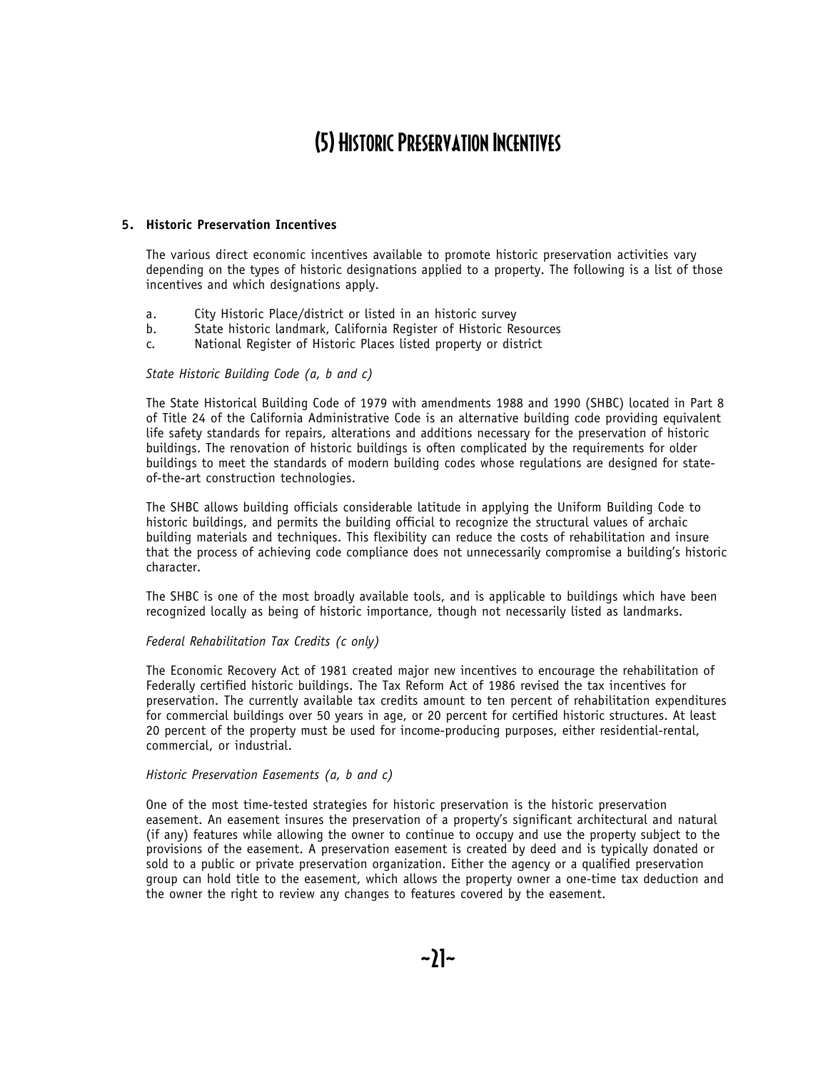# (5) Historic Preservation Incentives

## 5. Historic Preservation Incentives

The various direct economic incentives available to promote historic preservation activities vary depending on the types of historic designations applied to a property. The following is a list of those incentives and which designations apply.

a. City Historic Place/district or listed in an historic survey
b. State historic landmark, California Register of Historic Resources
c. National Register of Historic Places listed property or district

*State Historic Building Code (a, b and c)*

The State Historical Building Code of 1979 with amendments 1988 and 1990 (SHBC) located in Part 8 of Title 24 of the California Administrative Code is an alternative building code providing equivalent life safety standards for repairs, alterations and additions necessary for the preservation of historic buildings. The renovation of historic buildings is often complicated by the requirements for older buildings to meet the standards of modern building codes whose regulations are designed for state-of-the-art construction technologies.

The SHBC allows building officials considerable latitude in applying the Uniform Building Code to historic buildings, and permits the building official to recognize the structural values of archaic building materials and techniques. This flexibility can reduce the costs of rehabilitation and insure that the process of achieving code compliance does not unnecessarily compromise a building's historic character.

The SHBC is one of the most broadly available tools, and is applicable to buildings which have been recognized locally as being of historic importance, though not necessarily listed as landmarks.

*Federal Rehabilitation Tax Credits (c only)*

The Economic Recovery Act of 1981 created major new incentives to encourage the rehabilitation of Federally certified historic buildings. The Tax Reform Act of 1986 revised the tax incentives for preservation. The currently available tax credits amount to ten percent of rehabilitation expenditures for commercial buildings over 50 years in age, or 20 percent for certified historic structures. At least 20 percent of the property must be used for income-producing purposes, either residential-rental, commercial, or industrial.

*Historic Preservation Easements (a, b and c)*

One of the most time-tested strategies for historic preservation is the historic preservation easement. An easement insures the preservation of a property's significant architectural and natural (if any) features while allowing the owner to continue to occupy and use the property subject to the provisions of the easement. A preservation easement is created by deed and is typically donated or sold to a public or private preservation organization. Either the agency or a qualified preservation group can hold title to the easement, which allows the property owner a one-time tax deduction and the owner the right to review any changes to features covered by the easement.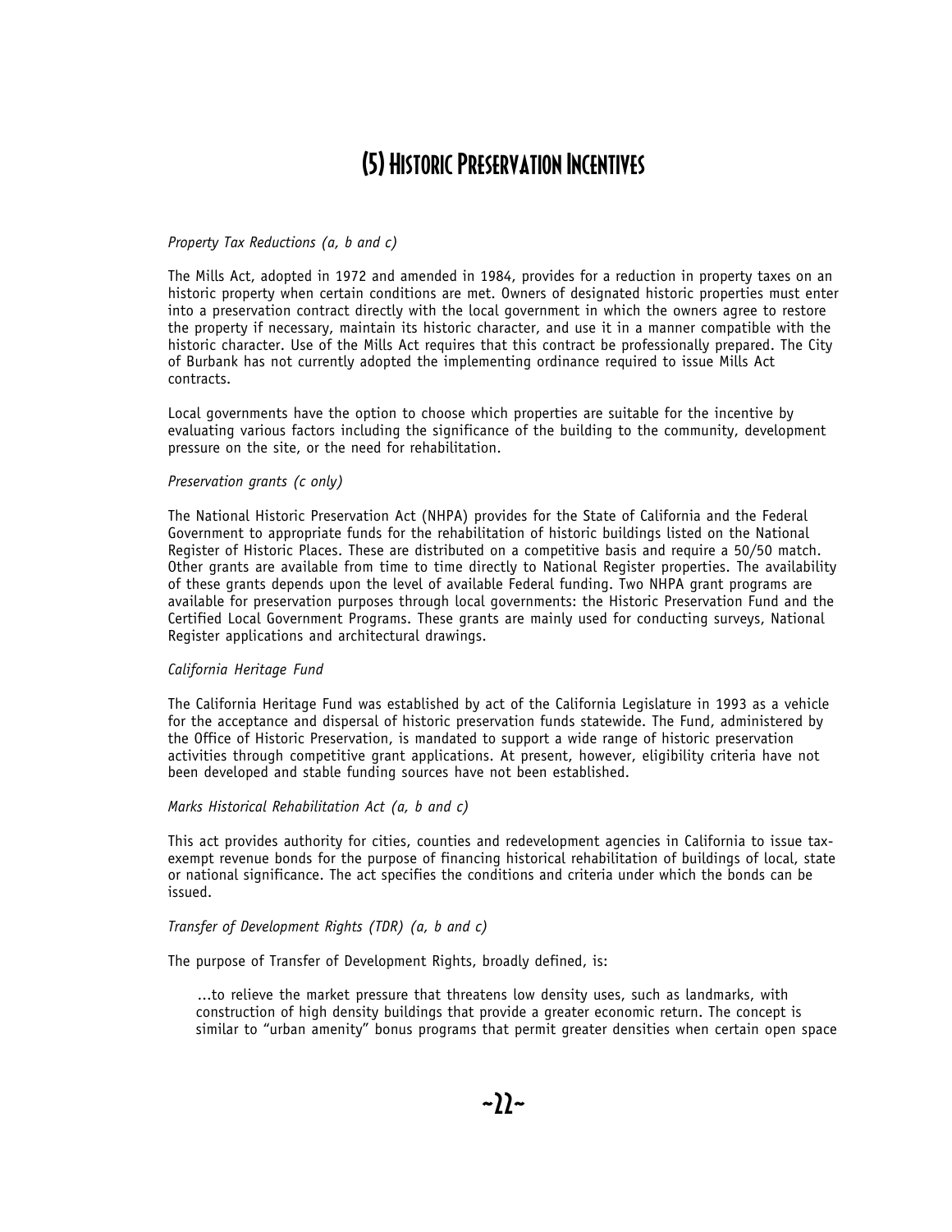# (5) Historic Preservation Incentives

*Property Tax Reductions (a, b and c)*

The Mills Act, adopted in 1972 and amended in 1984, provides for a reduction in property taxes on an historic property when certain conditions are met. Owners of designated historic properties must enter into a preservation contract directly with the local government in which the owners agree to restore the property if necessary, maintain its historic character, and use it in a manner compatible with the historic character. Use of the Mills Act requires that this contract be professionally prepared. The City of Burbank has not currently adopted the implementing ordinance required to issue Mills Act contracts.

Local governments have the option to choose which properties are suitable for the incentive by evaluating various factors including the significance of the building to the community, development pressure on the site, or the need for rehabilitation.

*Preservation grants (c only)*

The National Historic Preservation Act (NHPA) provides for the State of California and the Federal Government to appropriate funds for the rehabilitation of historic buildings listed on the National Register of Historic Places. These are distributed on a competitive basis and require a 50/50 match. Other grants are available from time to time directly to National Register properties. The availability of these grants depends upon the level of available Federal funding. Two NHPA grant programs are available for preservation purposes through local governments: the Historic Preservation Fund and the Certified Local Government Programs. These grants are mainly used for conducting surveys, National Register applications and architectural drawings.

*California Heritage Fund*

The California Heritage Fund was established by act of the California Legislature in 1993 as a vehicle for the acceptance and dispersal of historic preservation funds statewide. The Fund, administered by the Office of Historic Preservation, is mandated to support a wide range of historic preservation activities through competitive grant applications. At present, however, eligibility criteria have not been developed and stable funding sources have not been established.

*Marks Historical Rehabilitation Act (a, b and c)*

This act provides authority for cities, counties and redevelopment agencies in California to issue tax-exempt revenue bonds for the purpose of financing historical rehabilitation of buildings of local, state or national significance. The act specifies the conditions and criteria under which the bonds can be issued.

*Transfer of Development Rights (TDR) (a, b and c)*

The purpose of Transfer of Development Rights, broadly defined, is:

> ...to relieve the market pressure that threatens low density uses, such as landmarks, with construction of high density buildings that provide a greater economic return. The concept is similar to "urban amenity" bonus programs that permit greater densities when certain open space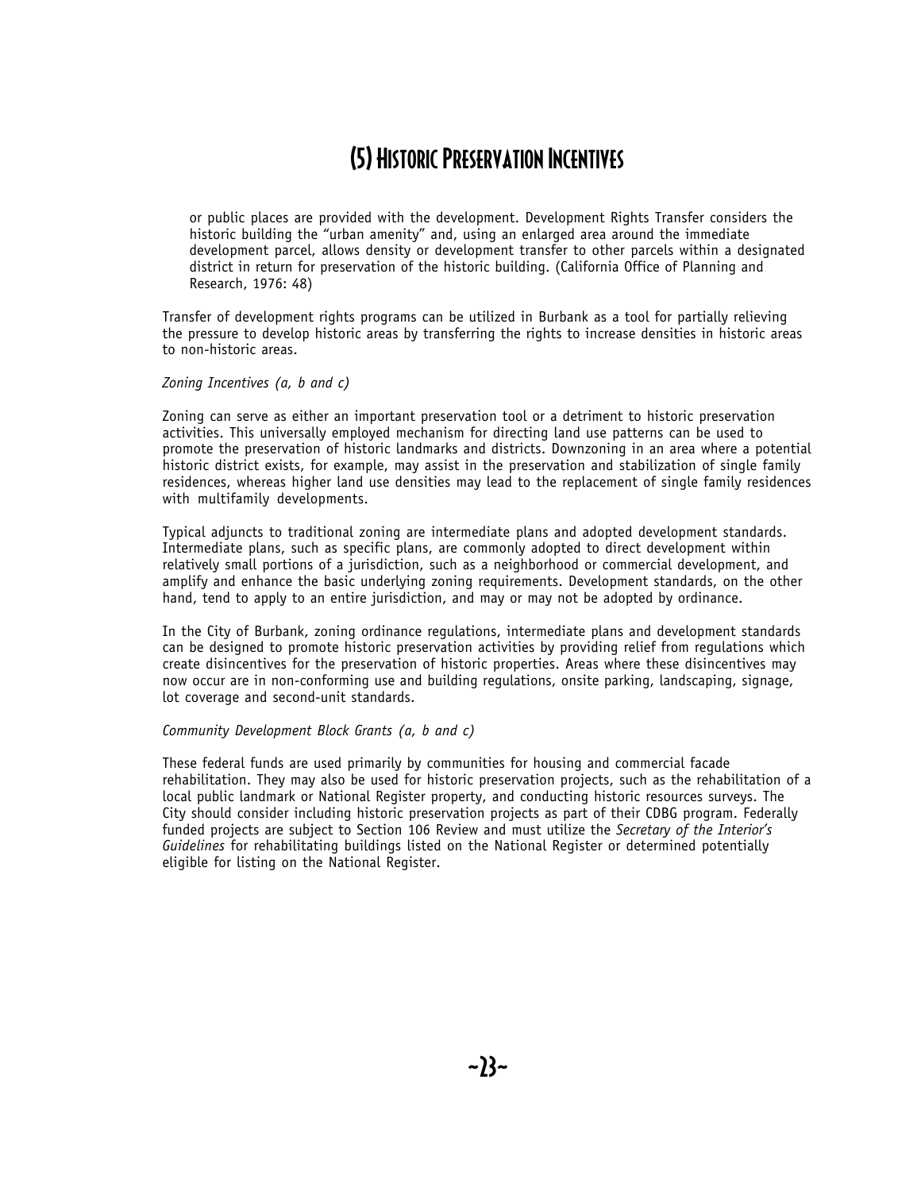# (5) Historic Preservation Incentives

> or public places are provided with the development. Development Rights Transfer considers the historic building the "urban amenity" and, using an enlarged area around the immediate development parcel, allows density or development transfer to other parcels within a designated district in return for preservation of the historic building. (California Office of Planning and Research, 1976: 48)

Transfer of development rights programs can be utilized in Burbank as a tool for partially relieving the pressure to develop historic areas by transferring the rights to increase densities in historic areas to non-historic areas.

*Zoning Incentives (a, b and c)*

Zoning can serve as either an important preservation tool or a detriment to historic preservation activities. This universally employed mechanism for directing land use patterns can be used to promote the preservation of historic landmarks and districts. Downzoning in an area where a potential historic district exists, for example, may assist in the preservation and stabilization of single family residences, whereas higher land use densities may lead to the replacement of single family residences with multifamily developments.

Typical adjuncts to traditional zoning are intermediate plans and adopted development standards. Intermediate plans, such as specific plans, are commonly adopted to direct development within relatively small portions of a jurisdiction, such as a neighborhood or commercial development, and amplify and enhance the basic underlying zoning requirements. Development standards, on the other hand, tend to apply to an entire jurisdiction, and may or may not be adopted by ordinance.

In the City of Burbank, zoning ordinance regulations, intermediate plans and development standards can be designed to promote historic preservation activities by providing relief from regulations which create disincentives for the preservation of historic properties. Areas where these disincentives may now occur are in non-conforming use and building regulations, onsite parking, landscaping, signage, lot coverage and second-unit standards.

*Community Development Block Grants (a, b and c)*

These federal funds are used primarily by communities for housing and commercial facade rehabilitation. They may also be used for historic preservation projects, such as the rehabilitation of a local public landmark or National Register property, and conducting historic resources surveys. The City should consider including historic preservation projects as part of their CDBG program. Federally funded projects are subject to Section 106 Review and must utilize the *Secretary of the Interior's Guidelines* for rehabilitating buildings listed on the National Register or determined potentially eligible for listing on the National Register.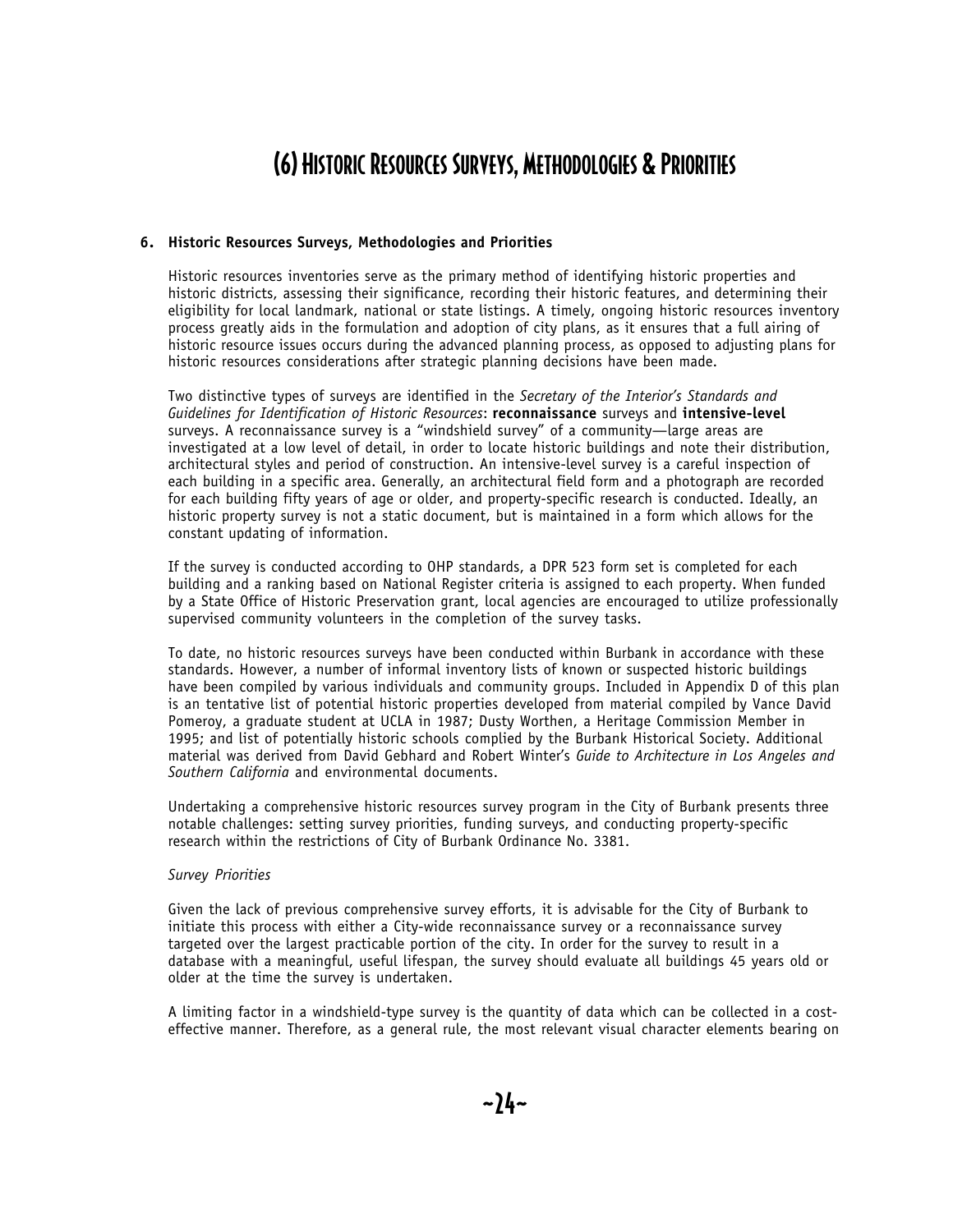# (6) Historic Resources Surveys, Methodologies & Priorities

**6. Historic Resources Surveys, Methodologies and Priorities**

Historic resources inventories serve as the primary method of identifying historic properties and historic districts, assessing their significance, recording their historic features, and determining their eligibility for local landmark, national or state listings. A timely, ongoing historic resources inventory process greatly aids in the formulation and adoption of city plans, as it ensures that a full airing of historic resource issues occurs during the advanced planning process, as opposed to adjusting plans for historic resources considerations after strategic planning decisions have been made.

Two distinctive types of surveys are identified in the *Secretary of the Interior's Standards and Guidelines for Identification of Historic Resources*: **reconnaissance** surveys and **intensive-level** surveys. A reconnaissance survey is a "windshield survey" of a community—large areas are investigated at a low level of detail, in order to locate historic buildings and note their distribution, architectural styles and period of construction. An intensive-level survey is a careful inspection of each building in a specific area. Generally, an architectural field form and a photograph are recorded for each building fifty years of age or older, and property-specific research is conducted. Ideally, an historic property survey is not a static document, but is maintained in a form which allows for the constant updating of information.

If the survey is conducted according to OHP standards, a DPR 523 form set is completed for each building and a ranking based on National Register criteria is assigned to each property. When funded by a State Office of Historic Preservation grant, local agencies are encouraged to utilize professionally supervised community volunteers in the completion of the survey tasks.

To date, no historic resources surveys have been conducted within Burbank in accordance with these standards. However, a number of informal inventory lists of known or suspected historic buildings have been compiled by various individuals and community groups. Included in Appendix D of this plan is an tentative list of potential historic properties developed from material compiled by Vance David Pomeroy, a graduate student at UCLA in 1987; Dusty Worthen, a Heritage Commission Member in 1995; and list of potentially historic schools complied by the Burbank Historical Society. Additional material was derived from David Gebhard and Robert Winter's *Guide to Architecture in Los Angeles and Southern California* and environmental documents.

Undertaking a comprehensive historic resources survey program in the City of Burbank presents three notable challenges: setting survey priorities, funding surveys, and conducting property-specific research within the restrictions of City of Burbank Ordinance No. 3381.

*Survey Priorities*

Given the lack of previous comprehensive survey efforts, it is advisable for the City of Burbank to initiate this process with either a City-wide reconnaissance survey or a reconnaissance survey targeted over the largest practicable portion of the city. In order for the survey to result in a database with a meaningful, useful lifespan, the survey should evaluate all buildings 45 years old or older at the time the survey is undertaken.

A limiting factor in a windshield-type survey is the quantity of data which can be collected in a cost-effective manner. Therefore, as a general rule, the most relevant visual character elements bearing on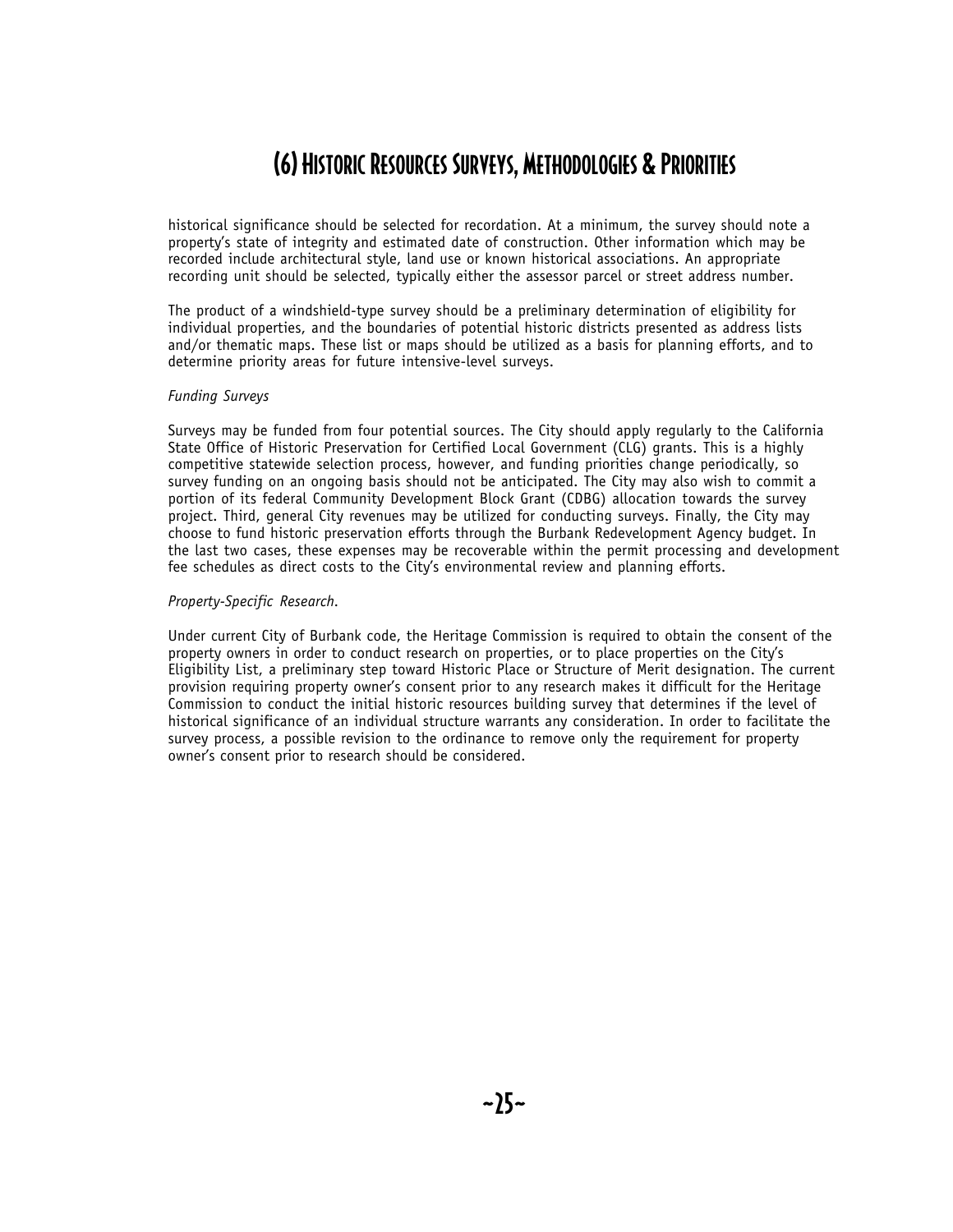# (6) Historic Resources Surveys, Methodologies & Priorities

historical significance should be selected for recordation. At a minimum, the survey should note a property's state of integrity and estimated date of construction. Other information which may be recorded include architectural style, land use or known historical associations. An appropriate recording unit should be selected, typically either the assessor parcel or street address number.

The product of a windshield-type survey should be a preliminary determination of eligibility for individual properties, and the boundaries of potential historic districts presented as address lists and/or thematic maps. These list or maps should be utilized as a basis for planning efforts, and to determine priority areas for future intensive-level surveys.

*Funding Surveys*

Surveys may be funded from four potential sources. The City should apply regularly to the California State Office of Historic Preservation for Certified Local Government (CLG) grants. This is a highly competitive statewide selection process, however, and funding priorities change periodically, so survey funding on an ongoing basis should not be anticipated. The City may also wish to commit a portion of its federal Community Development Block Grant (CDBG) allocation towards the survey project. Third, general City revenues may be utilized for conducting surveys. Finally, the City may choose to fund historic preservation efforts through the Burbank Redevelopment Agency budget. In the last two cases, these expenses may be recoverable within the permit processing and development fee schedules as direct costs to the City's environmental review and planning efforts.

*Property-Specific Research*.

Under current City of Burbank code, the Heritage Commission is required to obtain the consent of the property owners in order to conduct research on properties, or to place properties on the City's Eligibility List, a preliminary step toward Historic Place or Structure of Merit designation. The current provision requiring property owner's consent prior to any research makes it difficult for the Heritage Commission to conduct the initial historic resources building survey that determines if the level of historical significance of an individual structure warrants any consideration. In order to facilitate the survey process, a possible revision to the ordinance to remove only the requirement for property owner's consent prior to research should be considered.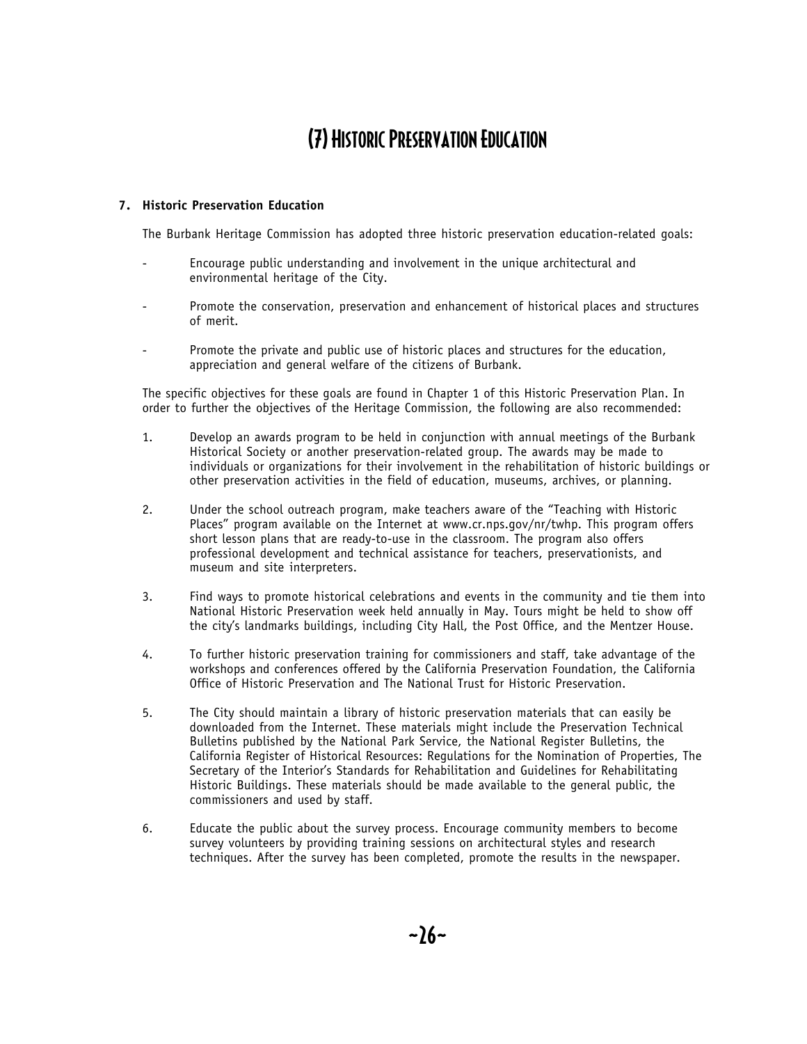# (7) Historic Preservation Education

**7. Historic Preservation Education**

The Burbank Heritage Commission has adopted three historic preservation education-related goals:

- Encourage public understanding and involvement in the unique architectural and environmental heritage of the City.
- Promote the conservation, preservation and enhancement of historical places and structures of merit.
- Promote the private and public use of historic places and structures for the education, appreciation and general welfare of the citizens of Burbank.

The specific objectives for these goals are found in Chapter 1 of this Historic Preservation Plan. In order to further the objectives of the Heritage Commission, the following are also recommended:

1. Develop an awards program to be held in conjunction with annual meetings of the Burbank Historical Society or another preservation-related group. The awards may be made to individuals or organizations for their involvement in the rehabilitation of historic buildings or other preservation activities in the field of education, museums, archives, or planning.

2. Under the school outreach program, make teachers aware of the "Teaching with Historic Places" program available on the Internet at www.cr.nps.gov/nr/twhp. This program offers short lesson plans that are ready-to-use in the classroom. The program also offers professional development and technical assistance for teachers, preservationists, and museum and site interpreters.

3. Find ways to promote historical celebrations and events in the community and tie them into National Historic Preservation week held annually in May. Tours might be held to show off the city's landmarks buildings, including City Hall, the Post Office, and the Mentzer House.

4. To further historic preservation training for commissioners and staff, take advantage of the workshops and conferences offered by the California Preservation Foundation, the California Office of Historic Preservation and The National Trust for Historic Preservation.

5. The City should maintain a library of historic preservation materials that can easily be downloaded from the Internet. These materials might include the Preservation Technical Bulletins published by the National Park Service, the National Register Bulletins, the California Register of Historical Resources: Regulations for the Nomination of Properties, The Secretary of the Interior's Standards for Rehabilitation and Guidelines for Rehabilitating Historic Buildings. These materials should be made available to the general public, the commissioners and used by staff.

6. Educate the public about the survey process. Encourage community members to become survey volunteers by providing training sessions on architectural styles and research techniques. After the survey has been completed, promote the results in the newspaper.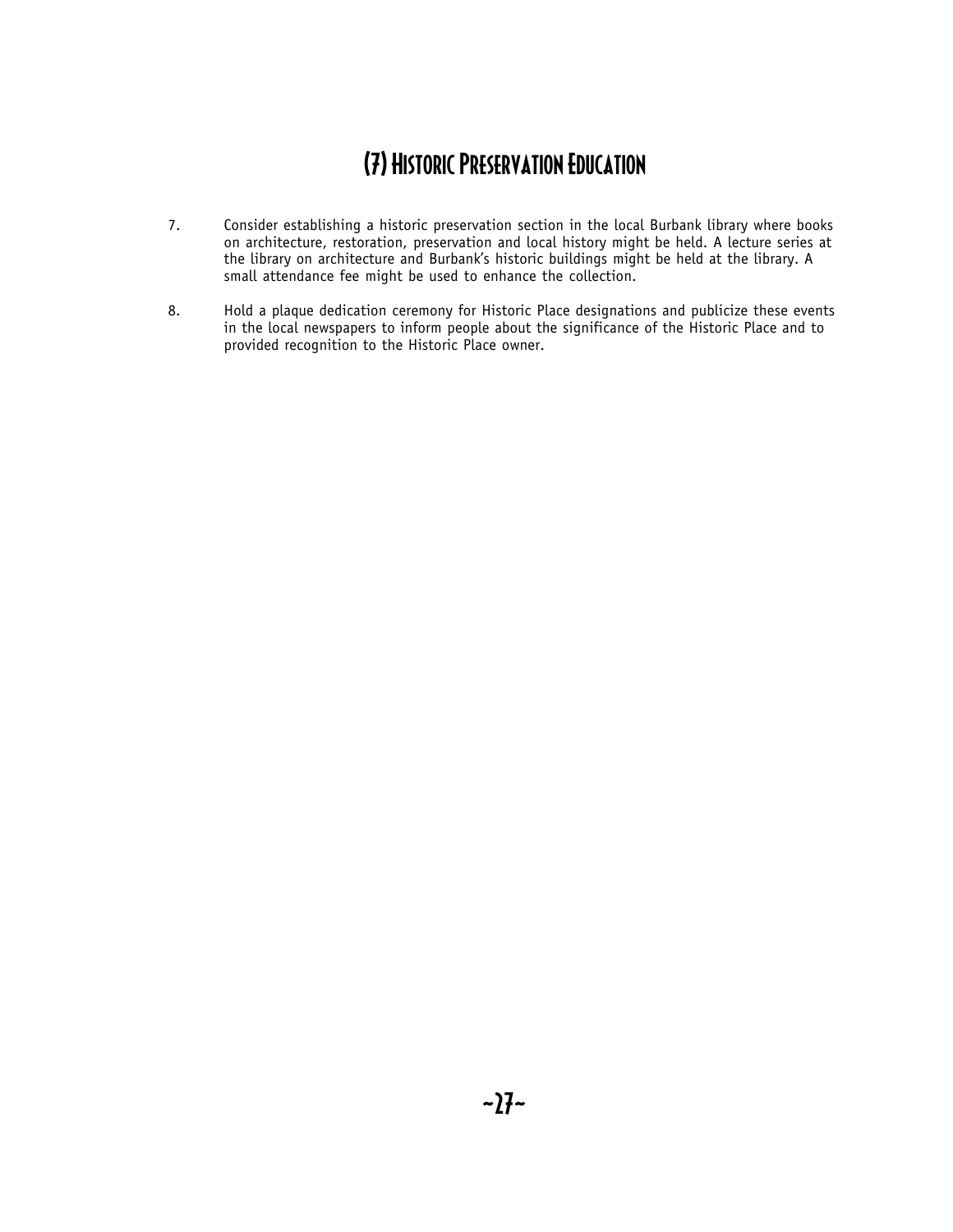## (7) Historic Preservation Education

7. Consider establishing a historic preservation section in the local Burbank library where books on architecture, restoration, preservation and local history might be held. A lecture series at the library on architecture and Burbank's historic buildings might be held at the library. A small attendance fee might be used to enhance the collection.

8. Hold a plaque dedication ceremony for Historic Place designations and publicize these events in the local newspapers to inform people about the significance of the Historic Place and to provided recognition to the Historic Place owner.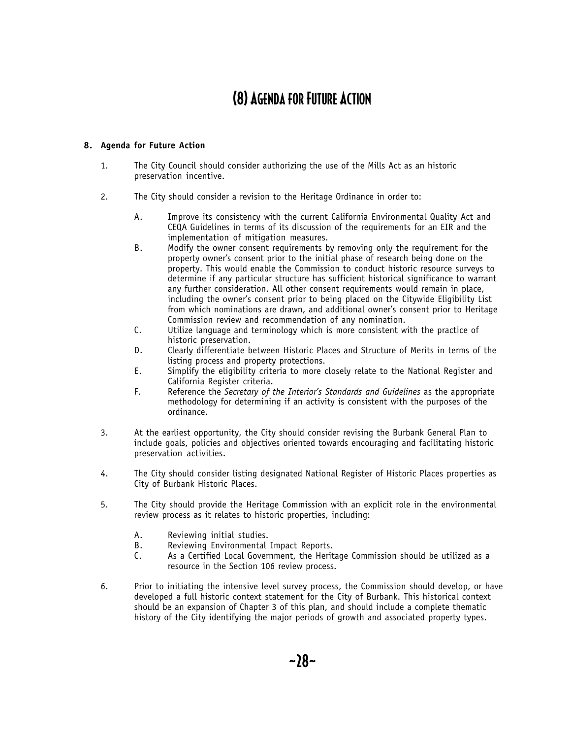# (8) Agenda for Future Action

**8. Agenda for Future Action**

1. The City Council should consider authorizing the use of the Mills Act as an historic preservation incentive.

2. The City should consider a revision to the Heritage Ordinance in order to:

   A. Improve its consistency with the current California Environmental Quality Act and CEQA Guidelines in terms of its discussion of the requirements for an EIR and the implementation of mitigation measures.

   B. Modify the owner consent requirements by removing only the requirement for the property owner's consent prior to the initial phase of research being done on the property. This would enable the Commission to conduct historic resource surveys to determine if any particular structure has sufficient historical significance to warrant any further consideration. All other consent requirements would remain in place, including the owner's consent prior to being placed on the Citywide Eligibility List from which nominations are drawn, and additional owner's consent prior to Heritage Commission review and recommendation of any nomination.

   C. Utilize language and terminology which is more consistent with the practice of historic preservation.

   D. Clearly differentiate between Historic Places and Structure of Merits in terms of the listing process and property protections.

   E. Simplify the eligibility criteria to more closely relate to the National Register and California Register criteria.

   F. Reference the *Secretary of the Interior's Standards and Guidelines* as the appropriate methodology for determining if an activity is consistent with the purposes of the ordinance.

3. At the earliest opportunity, the City should consider revising the Burbank General Plan to include goals, policies and objectives oriented towards encouraging and facilitating historic preservation activities.

4. The City should consider listing designated National Register of Historic Places properties as City of Burbank Historic Places.

5. The City should provide the Heritage Commission with an explicit role in the environmental review process as it relates to historic properties, including:

   A. Reviewing initial studies.

   B. Reviewing Environmental Impact Reports.

   C. As a Certified Local Government, the Heritage Commission should be utilized as a resource in the Section 106 review process.

6. Prior to initiating the intensive level survey process, the Commission should develop, or have developed a full historic context statement for the City of Burbank. This historical context should be an expansion of Chapter 3 of this plan, and should include a complete thematic history of the City identifying the major periods of growth and associated property types.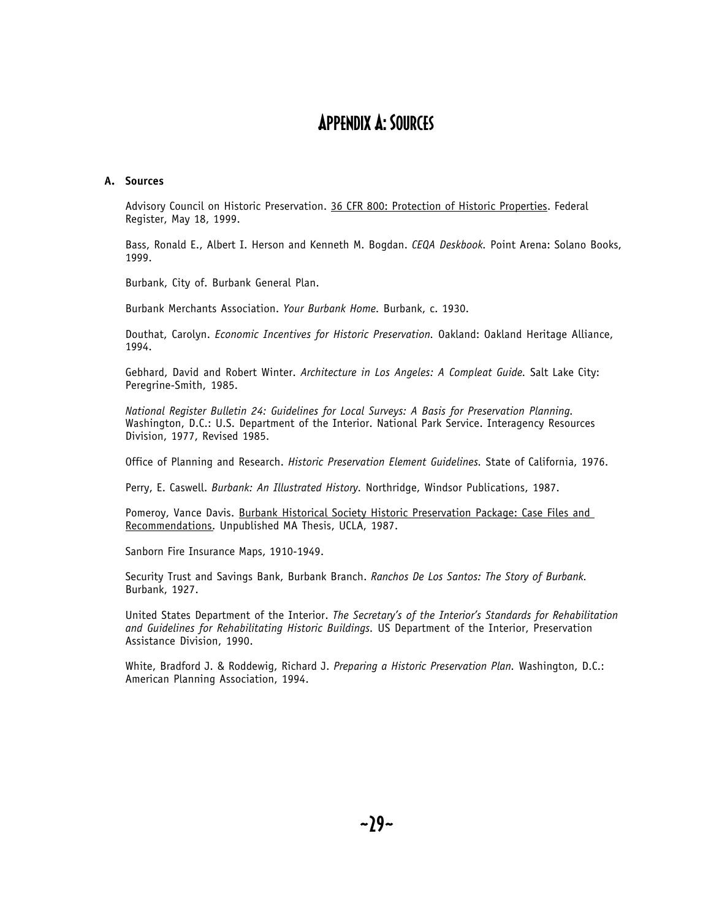# Appendix A: Sources

**A. Sources**

Advisory Council on Historic Preservation. 36 CFR 800: Protection of Historic Properties. Federal Register, May 18, 1999.

Bass, Ronald E., Albert I. Herson and Kenneth M. Bogdan. *CEQA Deskbook*. Point Arena: Solano Books, 1999.

Burbank, City of. Burbank General Plan.

Burbank Merchants Association. *Your Burbank Home*. Burbank, c. 1930.

Douthat, Carolyn. *Economic Incentives for Historic Preservation*. Oakland: Oakland Heritage Alliance, 1994.

Gebhard, David and Robert Winter. *Architecture in Los Angeles: A Compleat Guide*. Salt Lake City: Peregrine-Smith, 1985.

*National Register Bulletin 24: Guidelines for Local Surveys: A Basis for Preservation Planning.* Washington, D.C.: U.S. Department of the Interior. National Park Service. Interagency Resources Division, 1977, Revised 1985.

Office of Planning and Research. *Historic Preservation Element Guidelines*. State of California, 1976.

Perry, E. Caswell. *Burbank: An Illustrated History*. Northridge, Windsor Publications, 1987.

Pomeroy, Vance Davis. Burbank Historical Society Historic Preservation Package: Case Files and Recommendations. Unpublished MA Thesis, UCLA, 1987.

Sanborn Fire Insurance Maps, 1910-1949.

Security Trust and Savings Bank, Burbank Branch. *Ranchos De Los Santos: The Story of Burbank*. Burbank, 1927.

United States Department of the Interior. *The Secretary's of the Interior's Standards for Rehabilitation and Guidelines for Rehabilitating Historic Buildings*. US Department of the Interior, Preservation Assistance Division, 1990.

White, Bradford J. & Roddewig, Richard J. *Preparing a Historic Preservation Plan*. Washington, D.C.: American Planning Association, 1994.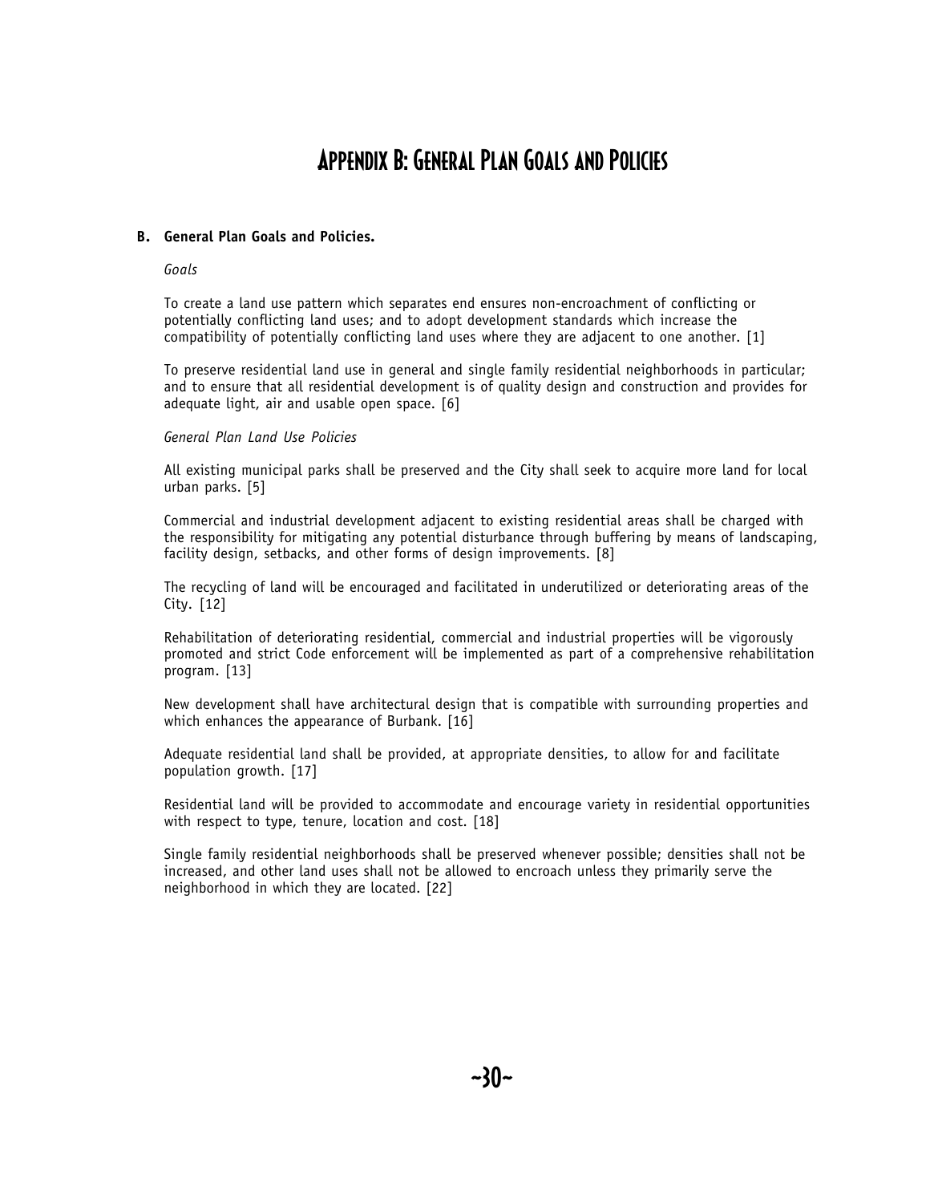# Appendix B: General Plan Goals and Policies

**B. General Plan Goals and Policies.**

*Goals*

To create a land use pattern which separates end ensures non-encroachment of conflicting or potentially conflicting land uses; and to adopt development standards which increase the compatibility of potentially conflicting land uses where they are adjacent to one another. [1]

To preserve residential land use in general and single family residential neighborhoods in particular; and to ensure that all residential development is of quality design and construction and provides for adequate light, air and usable open space. [6]

*General Plan Land Use Policies*

All existing municipal parks shall be preserved and the City shall seek to acquire more land for local urban parks. [5]

Commercial and industrial development adjacent to existing residential areas shall be charged with the responsibility for mitigating any potential disturbance through buffering by means of landscaping, facility design, setbacks, and other forms of design improvements. [8]

The recycling of land will be encouraged and facilitated in underutilized or deteriorating areas of the City. [12]

Rehabilitation of deteriorating residential, commercial and industrial properties will be vigorously promoted and strict Code enforcement will be implemented as part of a comprehensive rehabilitation program. [13]

New development shall have architectural design that is compatible with surrounding properties and which enhances the appearance of Burbank. [16]

Adequate residential land shall be provided, at appropriate densities, to allow for and facilitate population growth. [17]

Residential land will be provided to accommodate and encourage variety in residential opportunities with respect to type, tenure, location and cost. [18]

Single family residential neighborhoods shall be preserved whenever possible; densities shall not be increased, and other land uses shall not be allowed to encroach unless they primarily serve the neighborhood in which they are located. [22]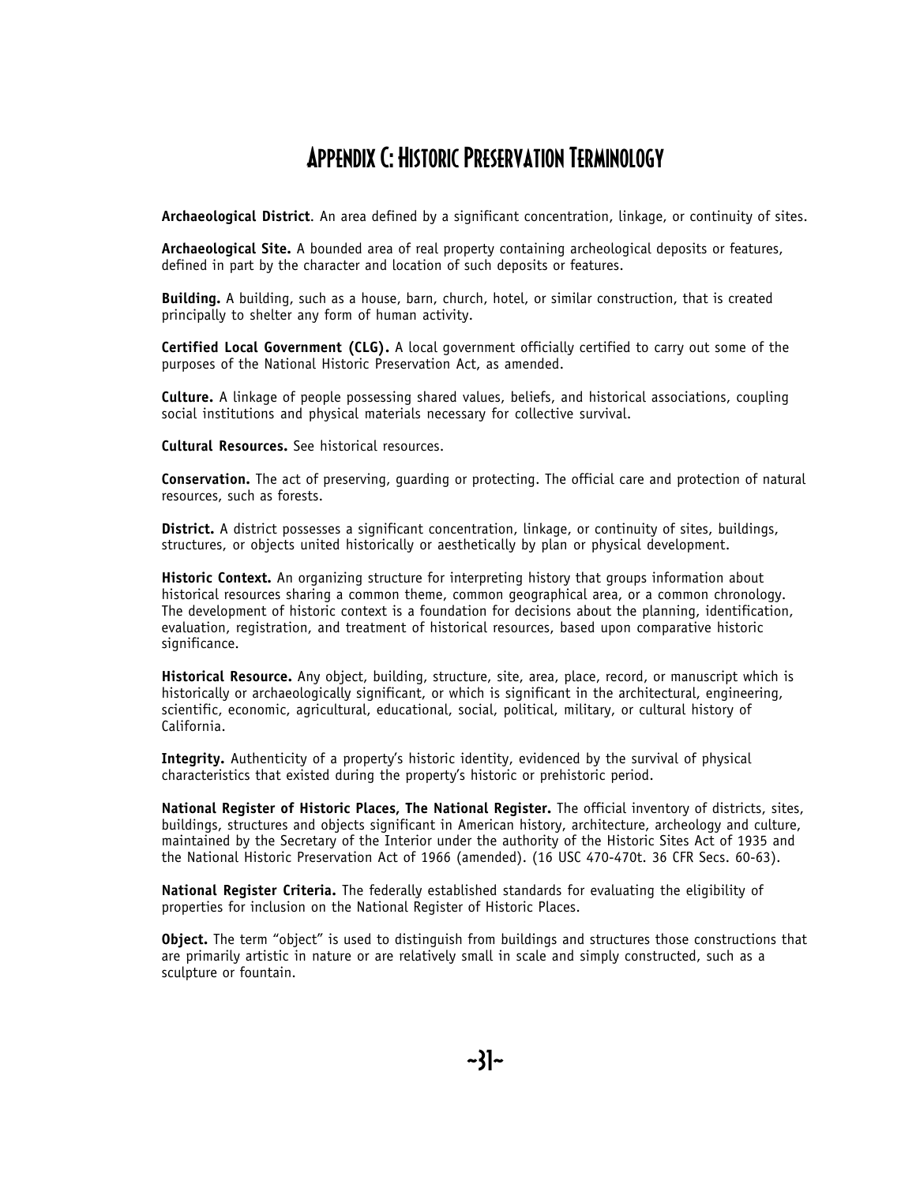# Appendix C: Historic Preservation Terminology

**Archaeological District**. An area defined by a significant concentration, linkage, or continuity of sites.

**Archaeological Site.** A bounded area of real property containing archeological deposits or features, defined in part by the character and location of such deposits or features.

**Building.** A building, such as a house, barn, church, hotel, or similar construction, that is created principally to shelter any form of human activity.

**Certified Local Government (CLG).** A local government officially certified to carry out some of the purposes of the National Historic Preservation Act, as amended.

**Culture.** A linkage of people possessing shared values, beliefs, and historical associations, coupling social institutions and physical materials necessary for collective survival.

**Cultural Resources.** See historical resources.

**Conservation.** The act of preserving, guarding or protecting. The official care and protection of natural resources, such as forests.

**District.** A district possesses a significant concentration, linkage, or continuity of sites, buildings, structures, or objects united historically or aesthetically by plan or physical development.

**Historic Context.** An organizing structure for interpreting history that groups information about historical resources sharing a common theme, common geographical area, or a common chronology. The development of historic context is a foundation for decisions about the planning, identification, evaluation, registration, and treatment of historical resources, based upon comparative historic significance.

**Historical Resource.** Any object, building, structure, site, area, place, record, or manuscript which is historically or archaeologically significant, or which is significant in the architectural, engineering, scientific, economic, agricultural, educational, social, political, military, or cultural history of California.

**Integrity.** Authenticity of a property's historic identity, evidenced by the survival of physical characteristics that existed during the property's historic or prehistoric period.

**National Register of Historic Places, The National Register.** The official inventory of districts, sites, buildings, structures and objects significant in American history, architecture, archeology and culture, maintained by the Secretary of the Interior under the authority of the Historic Sites Act of 1935 and the National Historic Preservation Act of 1966 (amended). (16 USC 470-470t. 36 CFR Secs. 60-63).

**National Register Criteria.** The federally established standards for evaluating the eligibility of properties for inclusion on the National Register of Historic Places.

**Object.** The term "object" is used to distinguish from buildings and structures those constructions that are primarily artistic in nature or are relatively small in scale and simply constructed, such as a sculpture or fountain.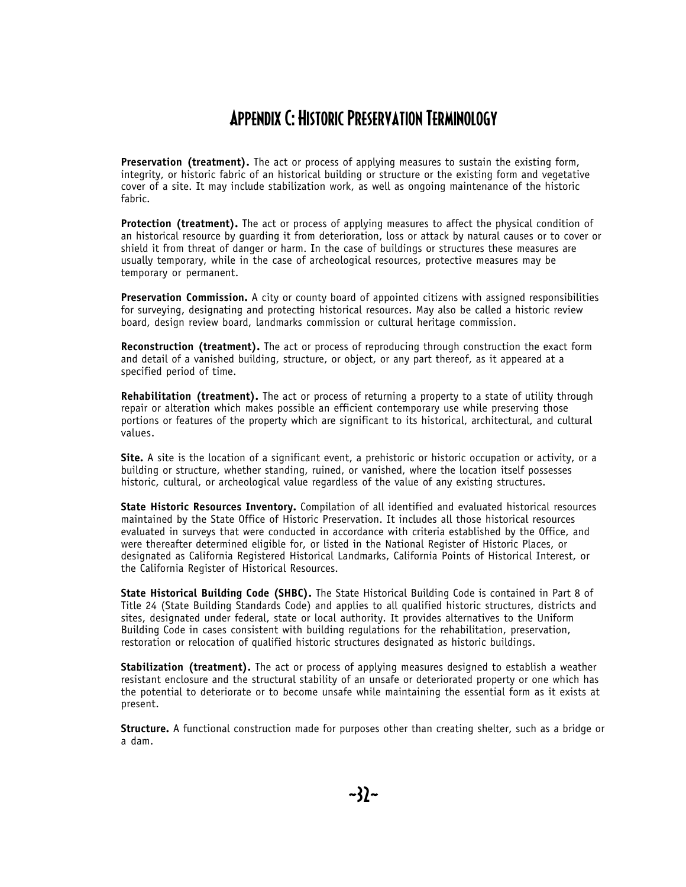# Appendix C: Historic Preservation Terminology

**Preservation (treatment).** The act or process of applying measures to sustain the existing form, integrity, or historic fabric of an historical building or structure or the existing form and vegetative cover of a site. It may include stabilization work, as well as ongoing maintenance of the historic fabric.

**Protection (treatment).** The act or process of applying measures to affect the physical condition of an historical resource by guarding it from deterioration, loss or attack by natural causes or to cover or shield it from threat of danger or harm. In the case of buildings or structures these measures are usually temporary, while in the case of archeological resources, protective measures may be temporary or permanent.

**Preservation Commission.** A city or county board of appointed citizens with assigned responsibilities for surveying, designating and protecting historical resources. May also be called a historic review board, design review board, landmarks commission or cultural heritage commission.

**Reconstruction (treatment).** The act or process of reproducing through construction the exact form and detail of a vanished building, structure, or object, or any part thereof, as it appeared at a specified period of time.

**Rehabilitation (treatment).** The act or process of returning a property to a state of utility through repair or alteration which makes possible an efficient contemporary use while preserving those portions or features of the property which are significant to its historical, architectural, and cultural values.

**Site.** A site is the location of a significant event, a prehistoric or historic occupation or activity, or a building or structure, whether standing, ruined, or vanished, where the location itself possesses historic, cultural, or archeological value regardless of the value of any existing structures.

**State Historic Resources Inventory.** Compilation of all identified and evaluated historical resources maintained by the State Office of Historic Preservation. It includes all those historical resources evaluated in surveys that were conducted in accordance with criteria established by the Office, and were thereafter determined eligible for, or listed in the National Register of Historic Places, or designated as California Registered Historical Landmarks, California Points of Historical Interest, or the California Register of Historical Resources.

**State Historical Building Code (SHBC).** The State Historical Building Code is contained in Part 8 of Title 24 (State Building Standards Code) and applies to all qualified historic structures, districts and sites, designated under federal, state or local authority. It provides alternatives to the Uniform Building Code in cases consistent with building regulations for the rehabilitation, preservation, restoration or relocation of qualified historic structures designated as historic buildings.

**Stabilization (treatment).** The act or process of applying measures designed to establish a weather resistant enclosure and the structural stability of an unsafe or deteriorated property or one which has the potential to deteriorate or to become unsafe while maintaining the essential form as it exists at present.

**Structure.** A functional construction made for purposes other than creating shelter, such as a bridge or a dam.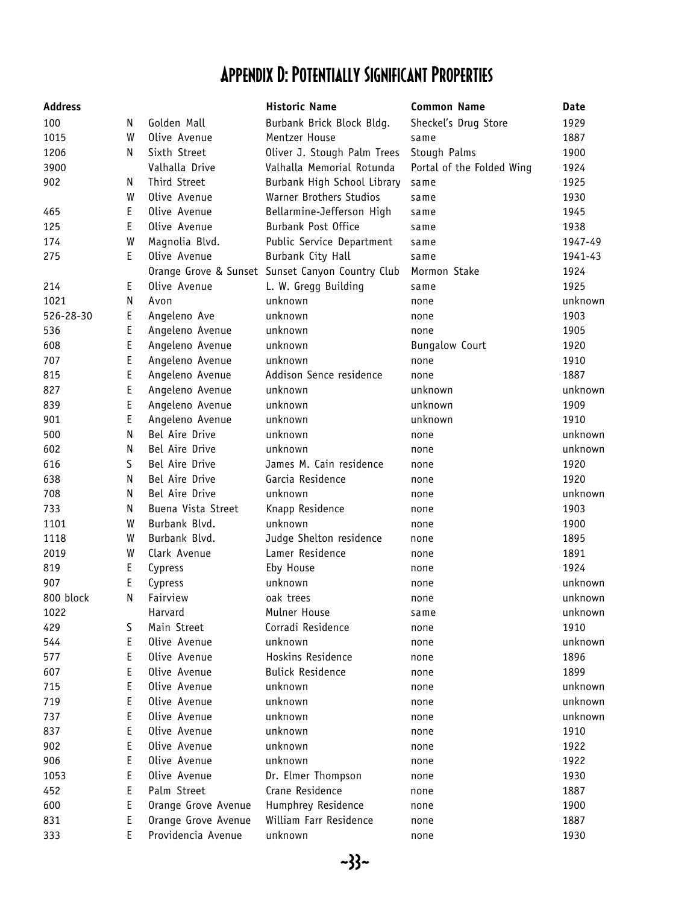# Appendix D: Potentially Significant Properties

| Address | | | Historic Name | Common Name | Date |
|---|---|---|---|---|---|
| 100 | N | Golden Mall | Burbank Brick Block Bldg. | Sheckel's Drug Store | 1929 |
| 1015 | W | Olive Avenue | Mentzer House | same | 1887 |
| 1206 | N | Sixth Street | Oliver J. Stough Palm Trees | Stough Palms | 1900 |
| 3900 | | Valhalla Drive | Valhalla Memorial Rotunda | Portal of the Folded Wing | 1924 |
| 902 | N | Third Street | Burbank High School Library | same | 1925 |
| | W | Olive Avenue | Warner Brothers Studios | same | 1930 |
| 465 | E | Olive Avenue | Bellarmine-Jefferson High | same | 1945 |
| 125 | E | Olive Avenue | Burbank Post Office | same | 1938 |
| 174 | W | Magnolia Blvd. | Public Service Department | same | 1947-49 |
| 275 | E | Olive Avenue | Burbank City Hall | same | 1941-43 |
| | | Orange Grove & Sunset | Sunset Canyon Country Club | Mormon Stake | 1924 |
| 214 | E | Olive Avenue | L. W. Gregg Building | same | 1925 |
| 1021 | N | Avon | unknown | none | unknown |
| 526-28-30 | E | Angeleno Ave | unknown | none | 1903 |
| 536 | E | Angeleno Avenue | unknown | none | 1905 |
| 608 | E | Angeleno Avenue | unknown | Bungalow Court | 1920 |
| 707 | E | Angeleno Avenue | unknown | none | 1910 |
| 815 | E | Angeleno Avenue | Addison Sence residence | none | 1887 |
| 827 | E | Angeleno Avenue | unknown | unknown | unknown |
| 839 | E | Angeleno Avenue | unknown | unknown | 1909 |
| 901 | E | Angeleno Avenue | unknown | unknown | 1910 |
| 500 | N | Bel Aire Drive | unknown | none | unknown |
| 602 | N | Bel Aire Drive | unknown | none | unknown |
| 616 | S | Bel Aire Drive | James M. Cain residence | none | 1920 |
| 638 | N | Bel Aire Drive | Garcia Residence | none | 1920 |
| 708 | N | Bel Aire Drive | unknown | none | unknown |
| 733 | N | Buena Vista Street | Knapp Residence | none | 1903 |
| 1101 | W | Burbank Blvd. | unknown | none | 1900 |
| 1118 | W | Burbank Blvd. | Judge Shelton residence | none | 1895 |
| 2019 | W | Clark Avenue | Lamer Residence | none | 1891 |
| 819 | E | Cypress | Eby House | none | 1924 |
| 907 | E | Cypress | unknown | none | unknown |
| 800 block | N | Fairview | oak trees | none | unknown |
| 1022 | | Harvard | Mulner House | same | unknown |
| 429 | S | Main Street | Corradi Residence | none | 1910 |
| 544 | E | Olive Avenue | unknown | none | unknown |
| 577 | E | Olive Avenue | Hoskins Residence | none | 1896 |
| 607 | E | Olive Avenue | Bulick Residence | none | 1899 |
| 715 | E | Olive Avenue | unknown | none | unknown |
| 719 | E | Olive Avenue | unknown | none | unknown |
| 737 | E | Olive Avenue | unknown | none | unknown |
| 837 | E | Olive Avenue | unknown | none | 1910 |
| 902 | E | Olive Avenue | unknown | none | 1922 |
| 906 | E | Olive Avenue | unknown | none | 1922 |
| 1053 | E | Olive Avenue | Dr. Elmer Thompson | none | 1930 |
| 452 | E | Palm Street | Crane Residence | none | 1887 |
| 600 | E | Orange Grove Avenue | Humphrey Residence | none | 1900 |
| 831 | E | Orange Grove Avenue | William Farr Residence | none | 1887 |
| 333 | E | Providencia Avenue | unknown | none | 1930 |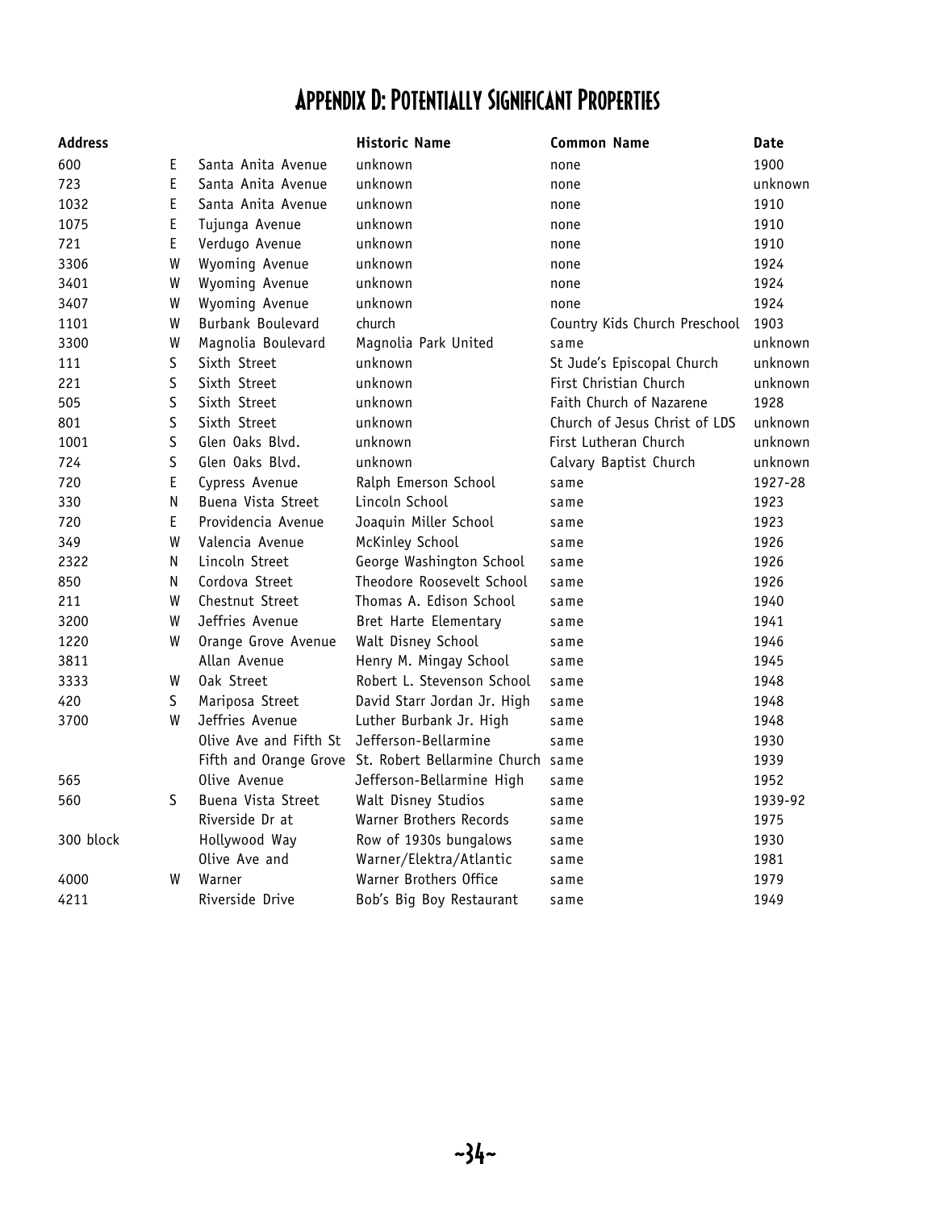# Appendix D: Potentially Significant Properties

| Address | | | Historic Name | Common Name | Date |
|---|---|---|---|---|---|
| 600 | E | Santa Anita Avenue | unknown | none | 1900 |
| 723 | E | Santa Anita Avenue | unknown | none | unknown |
| 1032 | E | Santa Anita Avenue | unknown | none | 1910 |
| 1075 | E | Tujunga Avenue | unknown | none | 1910 |
| 721 | E | Verdugo Avenue | unknown | none | 1910 |
| 3306 | W | Wyoming Avenue | unknown | none | 1924 |
| 3401 | W | Wyoming Avenue | unknown | none | 1924 |
| 3407 | W | Wyoming Avenue | unknown | none | 1924 |
| 1101 | W | Burbank Boulevard | church | Country Kids Church Preschool | 1903 |
| 3300 | W | Magnolia Boulevard | Magnolia Park United | same | unknown |
| 111 | S | Sixth Street | unknown | St Jude's Episcopal Church | unknown |
| 221 | S | Sixth Street | unknown | First Christian Church | unknown |
| 505 | S | Sixth Street | unknown | Faith Church of Nazarene | 1928 |
| 801 | S | Sixth Street | unknown | Church of Jesus Christ of LDS | unknown |
| 1001 | S | Glen Oaks Blvd. | unknown | First Lutheran Church | unknown |
| 724 | S | Glen Oaks Blvd. | unknown | Calvary Baptist Church | unknown |
| 720 | E | Cypress Avenue | Ralph Emerson School | same | 1927-28 |
| 330 | N | Buena Vista Street | Lincoln School | same | 1923 |
| 720 | E | Providencia Avenue | Joaquin Miller School | same | 1923 |
| 349 | W | Valencia Avenue | McKinley School | same | 1926 |
| 2322 | N | Lincoln Street | George Washington School | same | 1926 |
| 850 | N | Cordova Street | Theodore Roosevelt School | same | 1926 |
| 211 | W | Chestnut Street | Thomas A. Edison School | same | 1940 |
| 3200 | W | Jeffries Avenue | Bret Harte Elementary | same | 1941 |
| 1220 | W | Orange Grove Avenue | Walt Disney School | same | 1946 |
| 3811 | | Allan Avenue | Henry M. Mingay School | same | 1945 |
| 3333 | W | Oak Street | Robert L. Stevenson School | same | 1948 |
| 420 | S | Mariposa Street | David Starr Jordan Jr. High | same | 1948 |
| 3700 | W | Jeffries Avenue | Luther Burbank Jr. High | same | 1948 |
| | | Olive Ave and Fifth St | Jefferson-Bellarmine | same | 1930 |
| | | Fifth and Orange Grove | St. Robert Bellarmine Church | same | 1939 |
| 565 | | Olive Avenue | Jefferson-Bellarmine High | same | 1952 |
| 560 | S | Buena Vista Street | Walt Disney Studios | same | 1939-92 |
| | | Riverside Dr at | Warner Brothers Records | same | 1975 |
| 300 block | | Hollywood Way | Row of 1930s bungalows | same | 1930 |
| | | Olive Ave and | Warner/Elektra/Atlantic | same | 1981 |
| 4000 | W | Warner | Warner Brothers Office | same | 1979 |
| 4211 | | Riverside Drive | Bob's Big Boy Restaurant | same | 1949 |